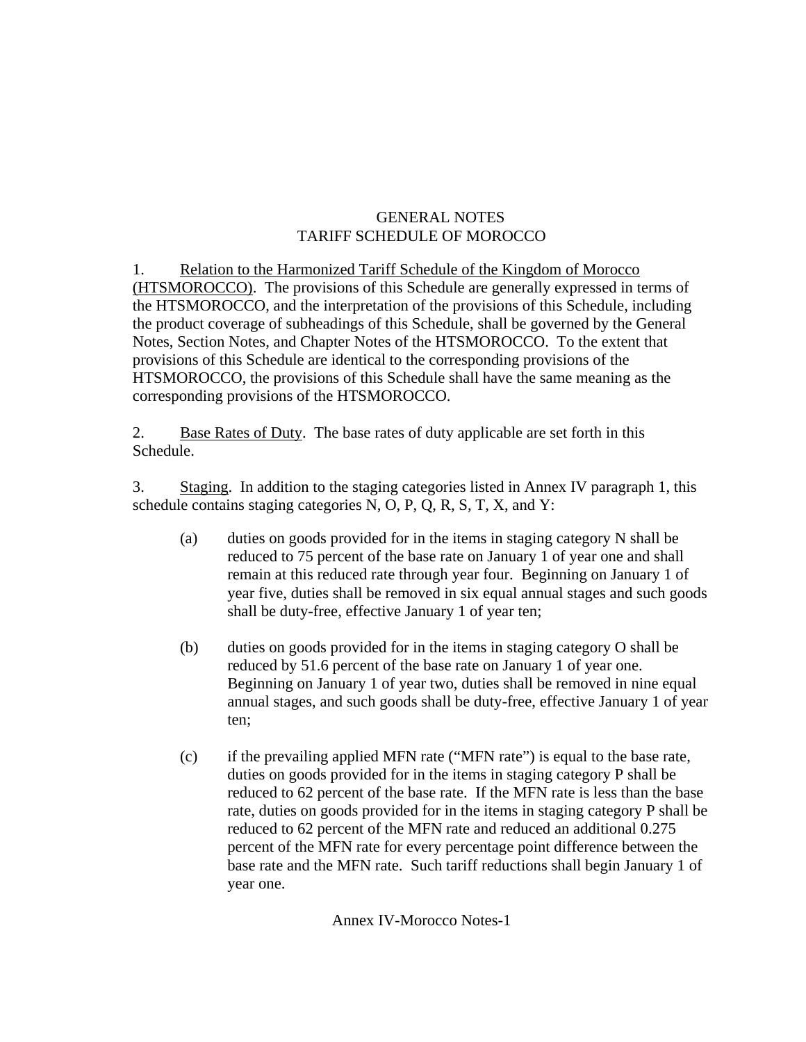# GENERAL NOTES
# TARIFF SCHEDULE OF MOROCCO

1. Relation to the Harmonized Tariff Schedule of the Kingdom of Morocco (HTSMOROCCO). The provisions of this Schedule are generally expressed in terms of the HTSMOROCCO, and the interpretation of the provisions of this Schedule, including the product coverage of subheadings of this Schedule, shall be governed by the General Notes, Section Notes, and Chapter Notes of the HTSMOROCCO. To the extent that provisions of this Schedule are identical to the corresponding provisions of the HTSMOROCCO, the provisions of this Schedule shall have the same meaning as the corresponding provisions of the HTSMOROCCO.

2. Base Rates of Duty. The base rates of duty applicable are set forth in this Schedule.

3. Staging. In addition to the staging categories listed in Annex IV paragraph 1, this schedule contains staging categories N, O, P, Q, R, S, T, X, and Y:

   (a) duties on goods provided for in the items in staging category N shall be reduced to 75 percent of the base rate on January 1 of year one and shall remain at this reduced rate through year four. Beginning on January 1 of year five, duties shall be removed in six equal annual stages and such goods shall be duty-free, effective January 1 of year ten;

   (b) duties on goods provided for in the items in staging category O shall be reduced by 51.6 percent of the base rate on January 1 of year one. Beginning on January 1 of year two, duties shall be removed in nine equal annual stages, and such goods shall be duty-free, effective January 1 of year ten;

   (c) if the prevailing applied MFN rate ("MFN rate") is equal to the base rate, duties on goods provided for in the items in staging category P shall be reduced to 62 percent of the base rate. If the MFN rate is less than the base rate, duties on goods provided for in the items in staging category P shall be reduced to 62 percent of the MFN rate and reduced an additional 0.275 percent of the MFN rate for every percentage point difference between the base rate and the MFN rate. Such tariff reductions shall begin January 1 of year one.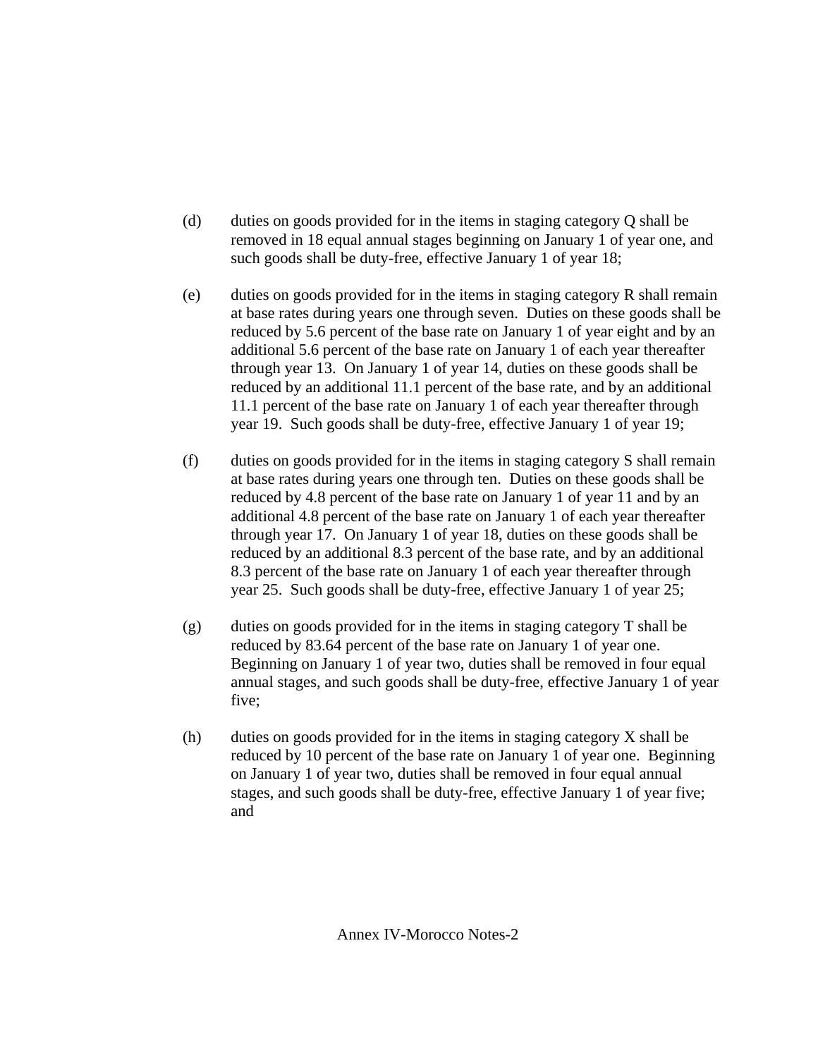(d) duties on goods provided for in the items in staging category Q shall be removed in 18 equal annual stages beginning on January 1 of year one, and such goods shall be duty-free, effective January 1 of year 18;

(e) duties on goods provided for in the items in staging category R shall remain at base rates during years one through seven. Duties on these goods shall be reduced by 5.6 percent of the base rate on January 1 of year eight and by an additional 5.6 percent of the base rate on January 1 of each year thereafter through year 13. On January 1 of year 14, duties on these goods shall be reduced by an additional 11.1 percent of the base rate, and by an additional 11.1 percent of the base rate on January 1 of each year thereafter through year 19. Such goods shall be duty-free, effective January 1 of year 19;

(f) duties on goods provided for in the items in staging category S shall remain at base rates during years one through ten. Duties on these goods shall be reduced by 4.8 percent of the base rate on January 1 of year 11 and by an additional 4.8 percent of the base rate on January 1 of each year thereafter through year 17. On January 1 of year 18, duties on these goods shall be reduced by an additional 8.3 percent of the base rate, and by an additional 8.3 percent of the base rate on January 1 of each year thereafter through year 25. Such goods shall be duty-free, effective January 1 of year 25;

(g) duties on goods provided for in the items in staging category T shall be reduced by 83.64 percent of the base rate on January 1 of year one. Beginning on January 1 of year two, duties shall be removed in four equal annual stages, and such goods shall be duty-free, effective January 1 of year five;

(h) duties on goods provided for in the items in staging category X shall be reduced by 10 percent of the base rate on January 1 of year one. Beginning on January 1 of year two, duties shall be removed in four equal annual stages, and such goods shall be duty-free, effective January 1 of year five; and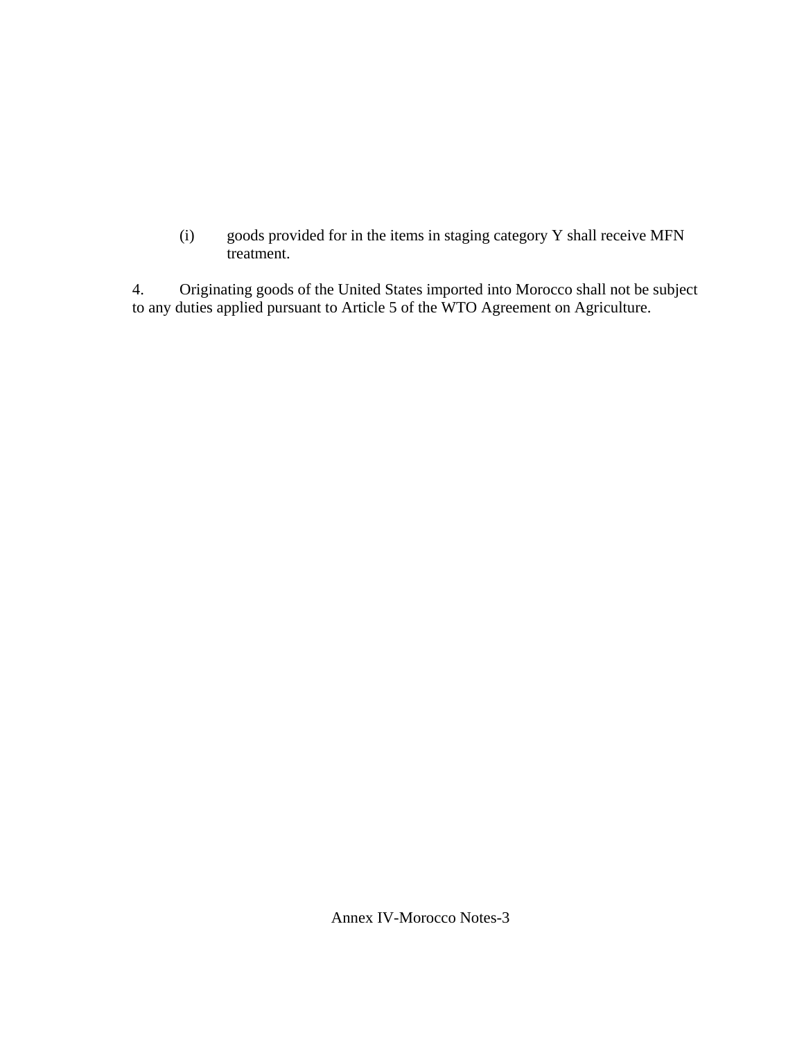(i) goods provided for in the items in staging category Y shall receive MFN treatment.

4. Originating goods of the United States imported into Morocco shall not be subject to any duties applied pursuant to Article 5 of the WTO Agreement on Agriculture.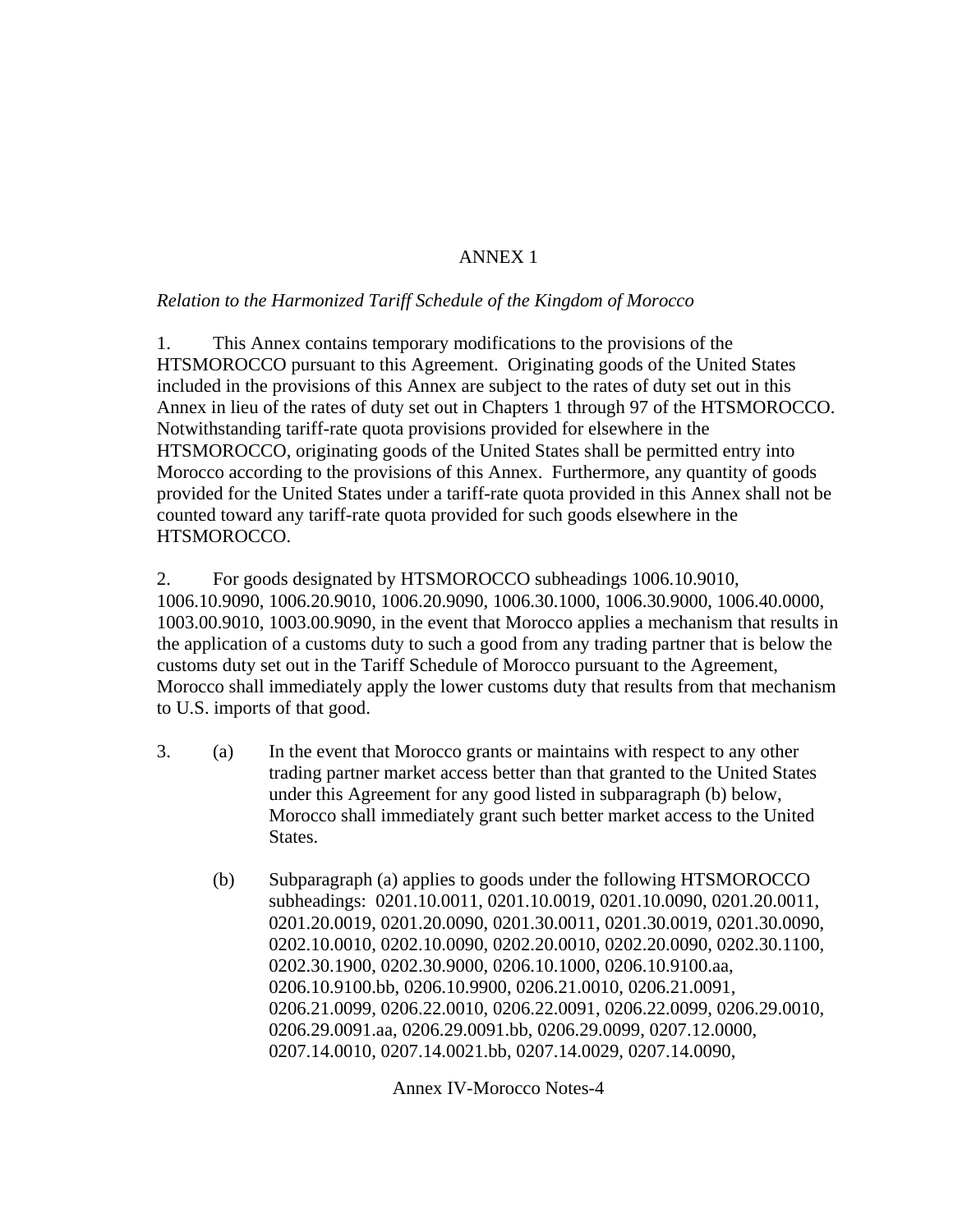# ANNEX 1

*Relation to the Harmonized Tariff Schedule of the Kingdom of Morocco*

1. This Annex contains temporary modifications to the provisions of the HTSMOROCCO pursuant to this Agreement. Originating goods of the United States included in the provisions of this Annex are subject to the rates of duty set out in this Annex in lieu of the rates of duty set out in Chapters 1 through 97 of the HTSMOROCCO. Notwithstanding tariff-rate quota provisions provided for elsewhere in the HTSMOROCCO, originating goods of the United States shall be permitted entry into Morocco according to the provisions of this Annex. Furthermore, any quantity of goods provided for the United States under a tariff-rate quota provided in this Annex shall not be counted toward any tariff-rate quota provided for such goods elsewhere in the HTSMOROCCO.

2. For goods designated by HTSMOROCCO subheadings 1006.10.9010, 1006.10.9090, 1006.20.9010, 1006.20.9090, 1006.30.1000, 1006.30.9000, 1006.40.0000, 1003.00.9010, 1003.00.9090, in the event that Morocco applies a mechanism that results in the application of a customs duty to such a good from any trading partner that is below the customs duty set out in the Tariff Schedule of Morocco pursuant to the Agreement, Morocco shall immediately apply the lower customs duty that results from that mechanism to U.S. imports of that good.

3. (a) In the event that Morocco grants or maintains with respect to any other trading partner market access better than that granted to the United States under this Agreement for any good listed in subparagraph (b) below, Morocco shall immediately grant such better market access to the United States.

   (b) Subparagraph (a) applies to goods under the following HTSMOROCCO subheadings: 0201.10.0011, 0201.10.0019, 0201.10.0090, 0201.20.0011, 0201.20.0019, 0201.20.0090, 0201.30.0011, 0201.30.0019, 0201.30.0090, 0202.10.0010, 0202.10.0090, 0202.20.0010, 0202.20.0090, 0202.30.1100, 0202.30.1900, 0202.30.9000, 0206.10.1000, 0206.10.9100.aa, 0206.10.9100.bb, 0206.10.9900, 0206.21.0010, 0206.21.0091, 0206.21.0099, 0206.22.0010, 0206.22.0091, 0206.22.0099, 0206.29.0010, 0206.29.0091.aa, 0206.29.0091.bb, 0206.29.0099, 0207.12.0000, 0207.14.0010, 0207.14.0021.bb, 0207.14.0029, 0207.14.0090,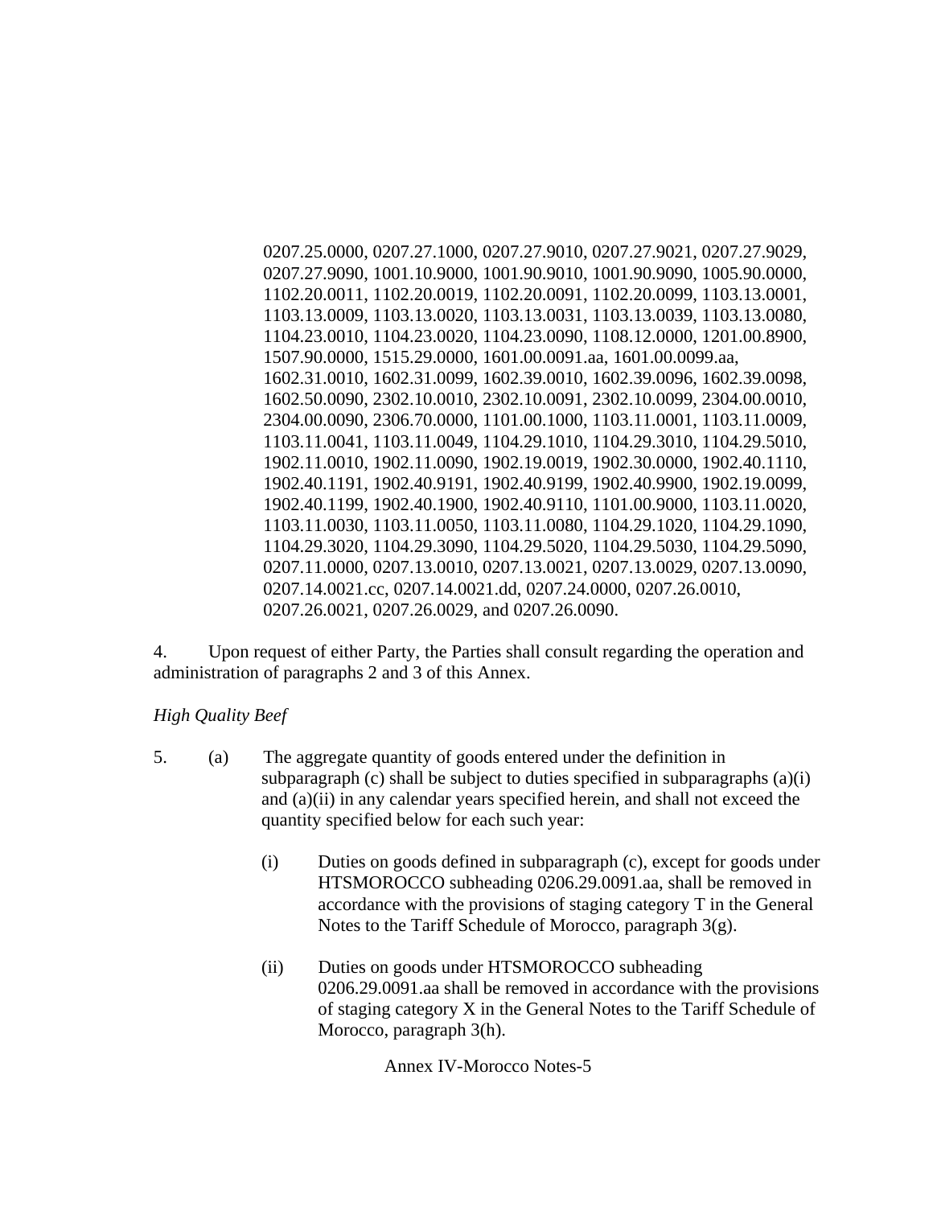0207.25.0000, 0207.27.1000, 0207.27.9010, 0207.27.9021, 0207.27.9029, 0207.27.9090, 1001.10.9000, 1001.90.9010, 1001.90.9090, 1005.90.0000, 1102.20.0011, 1102.20.0019, 1102.20.0091, 1102.20.0099, 1103.13.0001, 1103.13.0009, 1103.13.0020, 1103.13.0031, 1103.13.0039, 1103.13.0080, 1104.23.0010, 1104.23.0020, 1104.23.0090, 1108.12.0000, 1201.00.8900, 1507.90.0000, 1515.29.0000, 1601.00.0091.aa, 1601.00.0099.aa, 1602.31.0010, 1602.31.0099, 1602.39.0010, 1602.39.0096, 1602.39.0098, 1602.50.0090, 2302.10.0010, 2302.10.0091, 2302.10.0099, 2304.00.0010, 2304.00.0090, 2306.70.0000, 1101.00.1000, 1103.11.0001, 1103.11.0009, 1103.11.0041, 1103.11.0049, 1104.29.1010, 1104.29.3010, 1104.29.5010, 1902.11.0010, 1902.11.0090, 1902.19.0019, 1902.30.0000, 1902.40.1110, 1902.40.1191, 1902.40.9191, 1902.40.9199, 1902.40.9900, 1902.19.0099, 1902.40.1199, 1902.40.1900, 1902.40.9110, 1101.00.9000, 1103.11.0020, 1103.11.0030, 1103.11.0050, 1103.11.0080, 1104.29.1020, 1104.29.1090, 1104.29.3020, 1104.29.3090, 1104.29.5020, 1104.29.5030, 1104.29.5090, 0207.11.0000, 0207.13.0010, 0207.13.0021, 0207.13.0029, 0207.13.0090, 0207.14.0021.cc, 0207.14.0021.dd, 0207.24.0000, 0207.26.0010, 0207.26.0021, 0207.26.0029, and 0207.26.0090.

4. Upon request of either Party, the Parties shall consult regarding the operation and administration of paragraphs 2 and 3 of this Annex.

*High Quality Beef*

5. (a) The aggregate quantity of goods entered under the definition in subparagraph (c) shall be subject to duties specified in subparagraphs (a)(i) and (a)(ii) in any calendar years specified herein, and shall not exceed the quantity specified below for each such year:

   (i) Duties on goods defined in subparagraph (c), except for goods under HTSMOROCCO subheading 0206.29.0091.aa, shall be removed in accordance with the provisions of staging category T in the General Notes to the Tariff Schedule of Morocco, paragraph 3(g).

   (ii) Duties on goods under HTSMOROCCO subheading 0206.29.0091.aa shall be removed in accordance with the provisions of staging category X in the General Notes to the Tariff Schedule of Morocco, paragraph 3(h).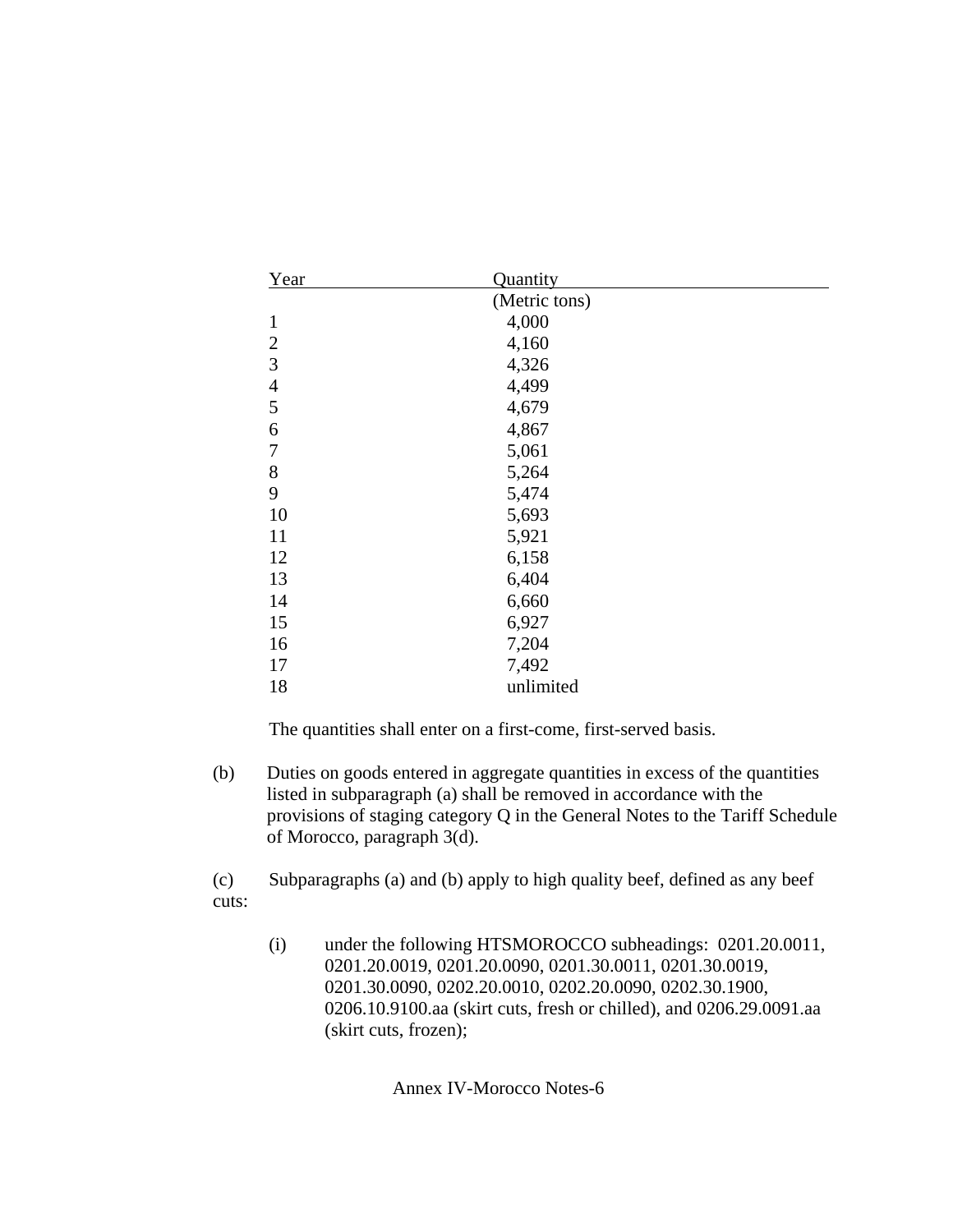| Year | Quantity |
| --- | --- |
| | (Metric tons) |
| 1 | 4,000 |
| 2 | 4,160 |
| 3 | 4,326 |
| 4 | 4,499 |
| 5 | 4,679 |
| 6 | 4,867 |
| 7 | 5,061 |
| 8 | 5,264 |
| 9 | 5,474 |
| 10 | 5,693 |
| 11 | 5,921 |
| 12 | 6,158 |
| 13 | 6,404 |
| 14 | 6,660 |
| 15 | 6,927 |
| 16 | 7,204 |
| 17 | 7,492 |
| 18 | unlimited |

The quantities shall enter on a first-come, first-served basis.

(b) Duties on goods entered in aggregate quantities in excess of the quantities listed in subparagraph (a) shall be removed in accordance with the provisions of staging category Q in the General Notes to the Tariff Schedule of Morocco, paragraph 3(d).

(c) Subparagraphs (a) and (b) apply to high quality beef, defined as any beef cuts:

(i) under the following HTSMOROCCO subheadings: 0201.20.0011, 0201.20.0019, 0201.20.0090, 0201.30.0011, 0201.30.0019, 0201.30.0090, 0202.20.0010, 0202.20.0090, 0202.30.1900, 0206.10.9100.aa (skirt cuts, fresh or chilled), and 0206.29.0091.aa (skirt cuts, frozen);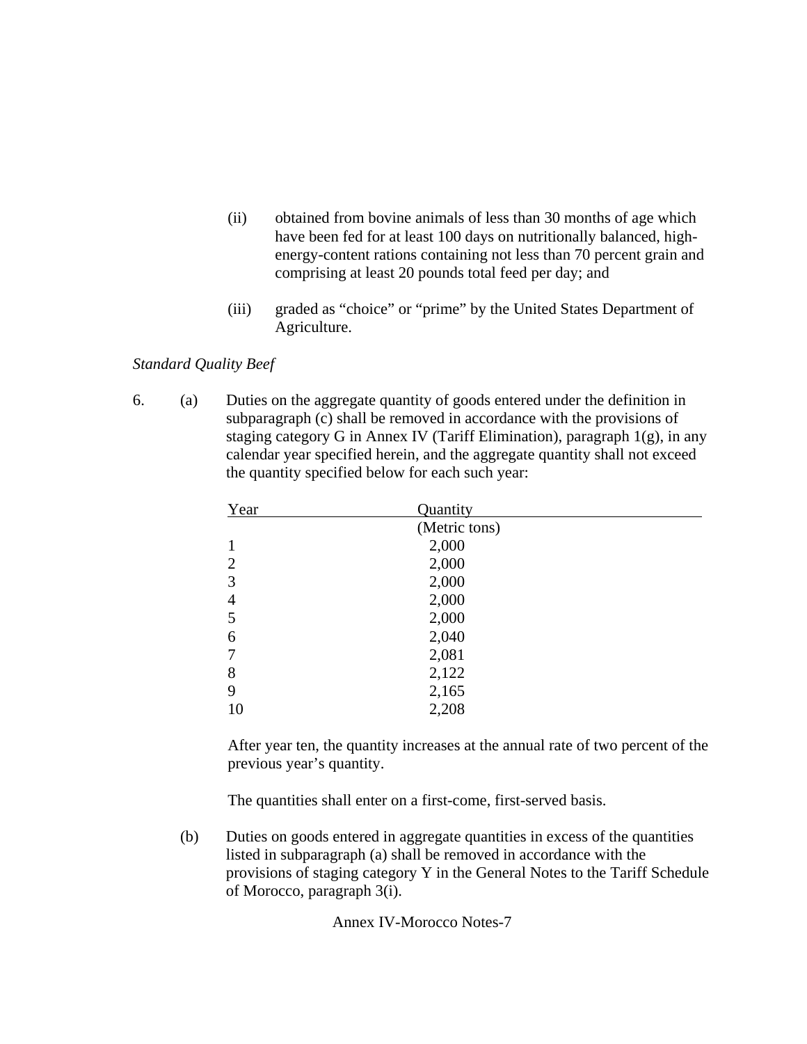(ii) obtained from bovine animals of less than 30 months of age which have been fed for at least 100 days on nutritionally balanced, high-energy-content rations containing not less than 70 percent grain and comprising at least 20 pounds total feed per day; and

(iii) graded as "choice" or "prime" by the United States Department of Agriculture.

*Standard Quality Beef*

6. (a) Duties on the aggregate quantity of goods entered under the definition in subparagraph (c) shall be removed in accordance with the provisions of staging category G in Annex IV (Tariff Elimination), paragraph 1(g), in any calendar year specified herein, and the aggregate quantity shall not exceed the quantity specified below for each such year:

| Year | Quantity (Metric tons) |
|---|---|
| 1 | 2,000 |
| 2 | 2,000 |
| 3 | 2,000 |
| 4 | 2,000 |
| 5 | 2,000 |
| 6 | 2,040 |
| 7 | 2,081 |
| 8 | 2,122 |
| 9 | 2,165 |
| 10 | 2,208 |

After year ten, the quantity increases at the annual rate of two percent of the previous year's quantity.

The quantities shall enter on a first-come, first-served basis.

(b) Duties on goods entered in aggregate quantities in excess of the quantities listed in subparagraph (a) shall be removed in accordance with the provisions of staging category Y in the General Notes to the Tariff Schedule of Morocco, paragraph 3(i).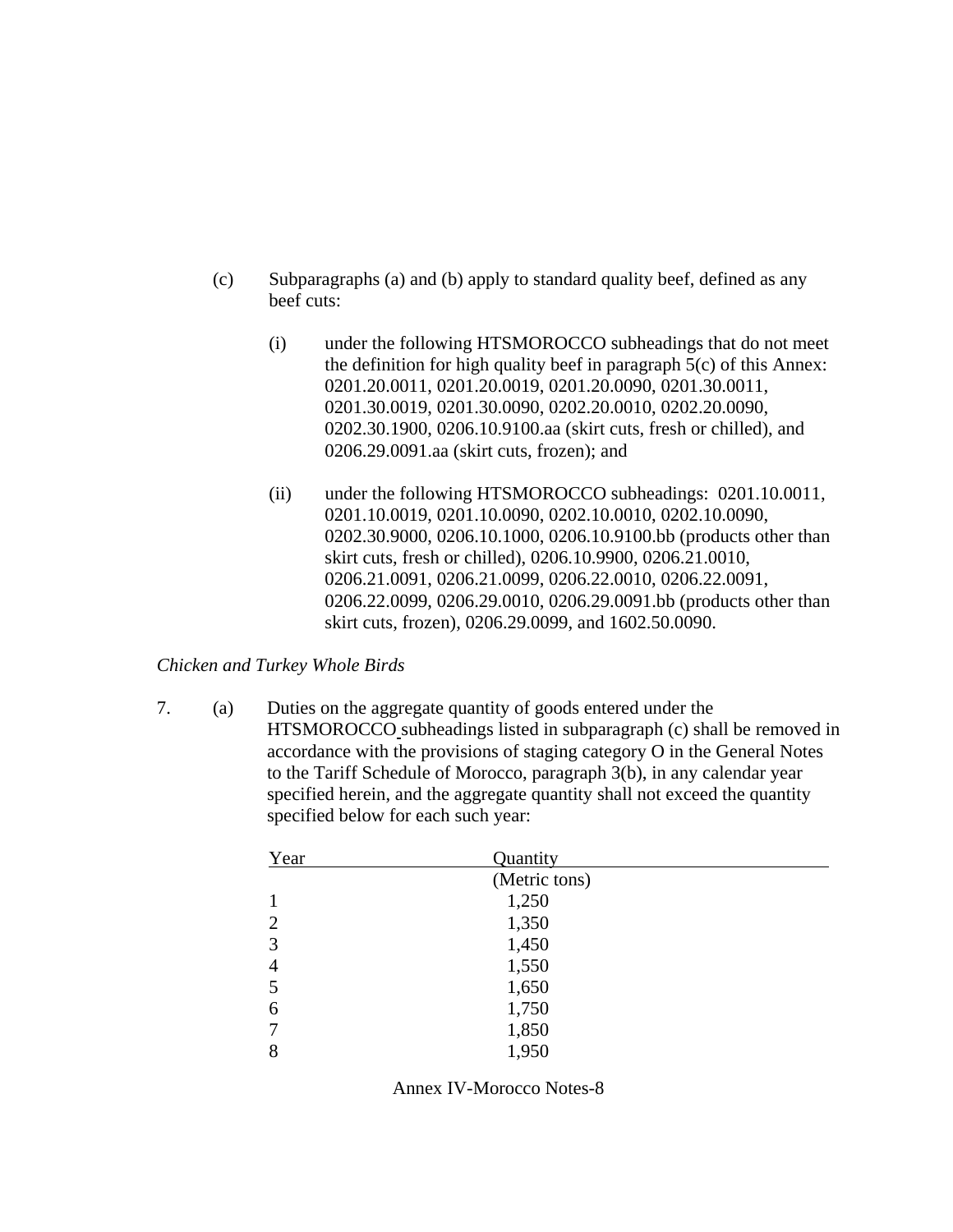(c) Subparagraphs (a) and (b) apply to standard quality beef, defined as any beef cuts:

(i) under the following HTSMOROCCO subheadings that do not meet the definition for high quality beef in paragraph 5(c) of this Annex: 0201.20.0011, 0201.20.0019, 0201.20.0090, 0201.30.0011, 0201.30.0019, 0201.30.0090, 0202.20.0010, 0202.20.0090, 0202.30.1900, 0206.10.9100.aa (skirt cuts, fresh or chilled), and 0206.29.0091.aa (skirt cuts, frozen); and

(ii) under the following HTSMOROCCO subheadings: 0201.10.0011, 0201.10.0019, 0201.10.0090, 0202.10.0010, 0202.10.0090, 0202.30.9000, 0206.10.1000, 0206.10.9100.bb (products other than skirt cuts, fresh or chilled), 0206.10.9900, 0206.21.0010, 0206.21.0091, 0206.21.0099, 0206.22.0010, 0206.22.0091, 0206.22.0099, 0206.29.0010, 0206.29.0091.bb (products other than skirt cuts, frozen), 0206.29.0099, and 1602.50.0090.

*Chicken and Turkey Whole Birds*

7. (a) Duties on the aggregate quantity of goods entered under the HTSMOROCCO subheadings listed in subparagraph (c) shall be removed in accordance with the provisions of staging category O in the General Notes to the Tariff Schedule of Morocco, paragraph 3(b), in any calendar year specified herein, and the aggregate quantity shall not exceed the quantity specified below for each such year:

| Year | Quantity (Metric tons) |
|---|---|
| 1 | 1,250 |
| 2 | 1,350 |
| 3 | 1,450 |
| 4 | 1,550 |
| 5 | 1,650 |
| 6 | 1,750 |
| 7 | 1,850 |
| 8 | 1,950 |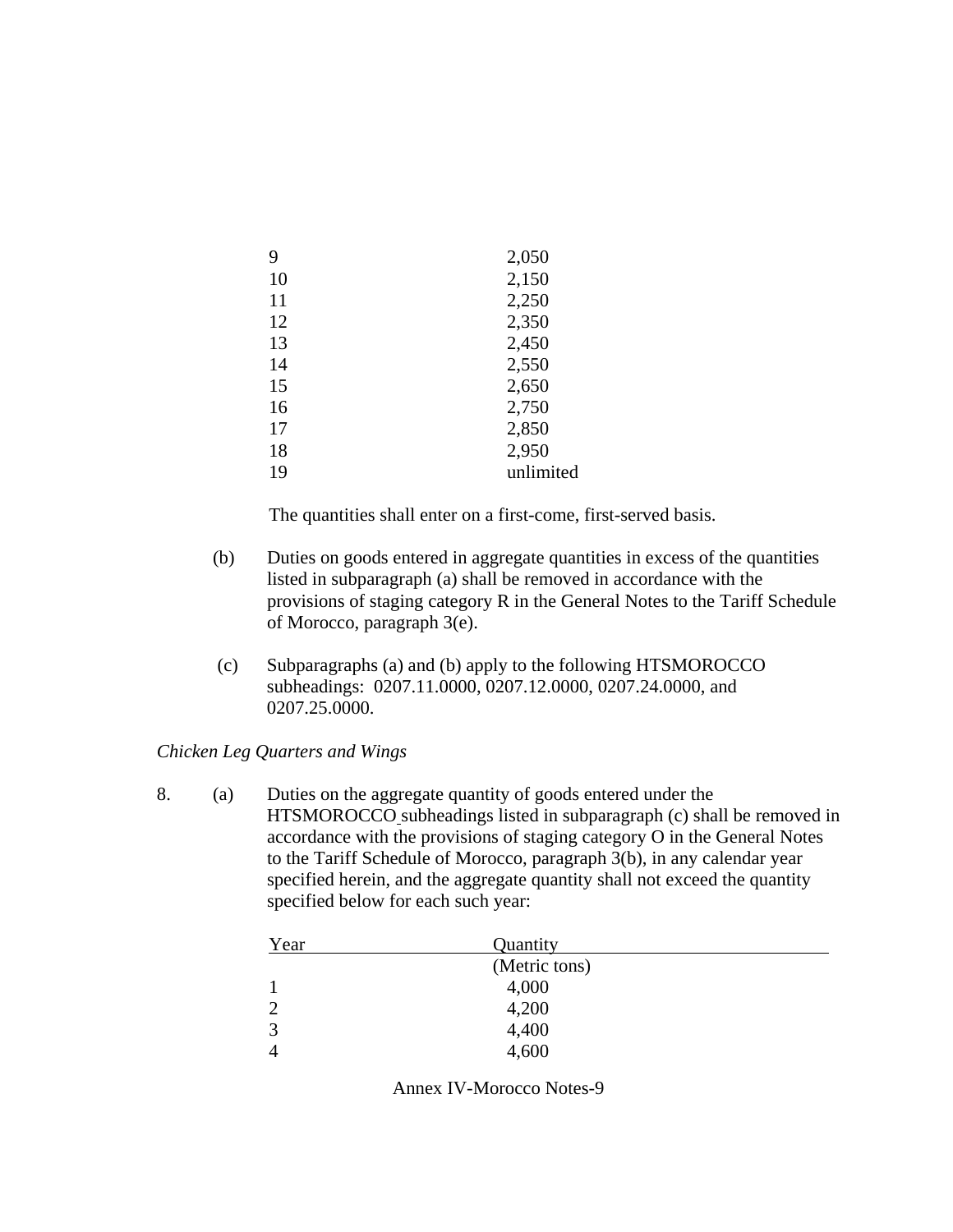| Year | Quantity |
|---|---|
| 9 | 2,050 |
| 10 | 2,150 |
| 11 | 2,250 |
| 12 | 2,350 |
| 13 | 2,450 |
| 14 | 2,550 |
| 15 | 2,650 |
| 16 | 2,750 |
| 17 | 2,850 |
| 18 | 2,950 |
| 19 | unlimited |

The quantities shall enter on a first-come, first-served basis.

(b) Duties on goods entered in aggregate quantities in excess of the quantities listed in subparagraph (a) shall be removed in accordance with the provisions of staging category R in the General Notes to the Tariff Schedule of Morocco, paragraph 3(e).

(c) Subparagraphs (a) and (b) apply to the following HTSMOROCCO subheadings: 0207.11.0000, 0207.12.0000, 0207.24.0000, and 0207.25.0000.

*Chicken Leg Quarters and Wings*

8. (a) Duties on the aggregate quantity of goods entered under the HTSMOROCCO subheadings listed in subparagraph (c) shall be removed in accordance with the provisions of staging category O in the General Notes to the Tariff Schedule of Morocco, paragraph 3(b), in any calendar year specified herein, and the aggregate quantity shall not exceed the quantity specified below for each such year:

| Year | Quantity (Metric tons) |
|---|---|
| 1 | 4,000 |
| 2 | 4,200 |
| 3 | 4,400 |
| 4 | 4,600 |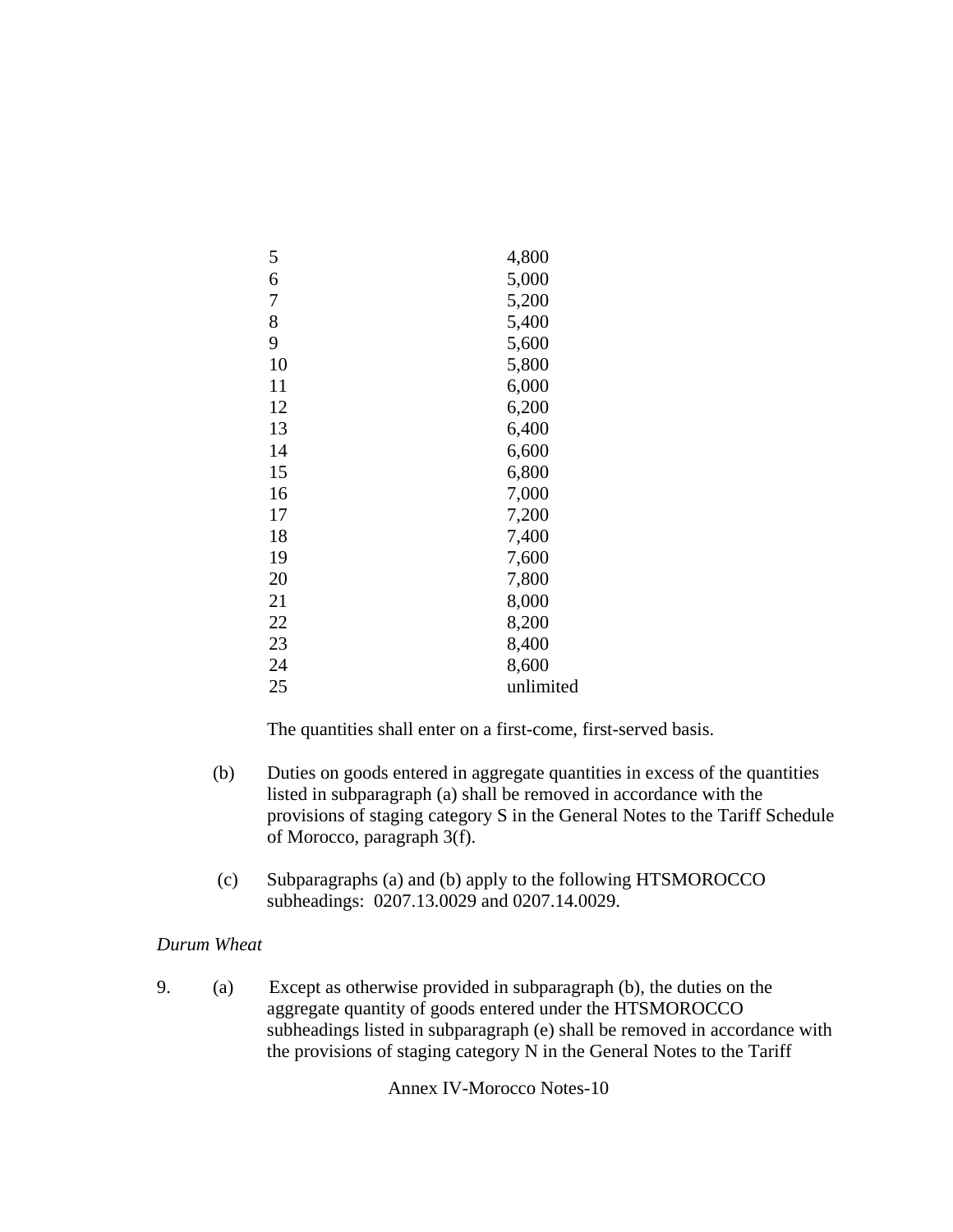| | |
|---|---|
| 5 | 4,800 |
| 6 | 5,000 |
| 7 | 5,200 |
| 8 | 5,400 |
| 9 | 5,600 |
| 10 | 5,800 |
| 11 | 6,000 |
| 12 | 6,200 |
| 13 | 6,400 |
| 14 | 6,600 |
| 15 | 6,800 |
| 16 | 7,000 |
| 17 | 7,200 |
| 18 | 7,400 |
| 19 | 7,600 |
| 20 | 7,800 |
| 21 | 8,000 |
| 22 | 8,200 |
| 23 | 8,400 |
| 24 | 8,600 |
| 25 | unlimited |

The quantities shall enter on a first-come, first-served basis.

(b) Duties on goods entered in aggregate quantities in excess of the quantities listed in subparagraph (a) shall be removed in accordance with the provisions of staging category S in the General Notes to the Tariff Schedule of Morocco, paragraph 3(f).

(c) Subparagraphs (a) and (b) apply to the following HTSMOROCCO subheadings: 0207.13.0029 and 0207.14.0029.

*Durum Wheat*

9. (a) Except as otherwise provided in subparagraph (b), the duties on the aggregate quantity of goods entered under the HTSMOROCCO subheadings listed in subparagraph (e) shall be removed in accordance with the provisions of staging category N in the General Notes to the Tariff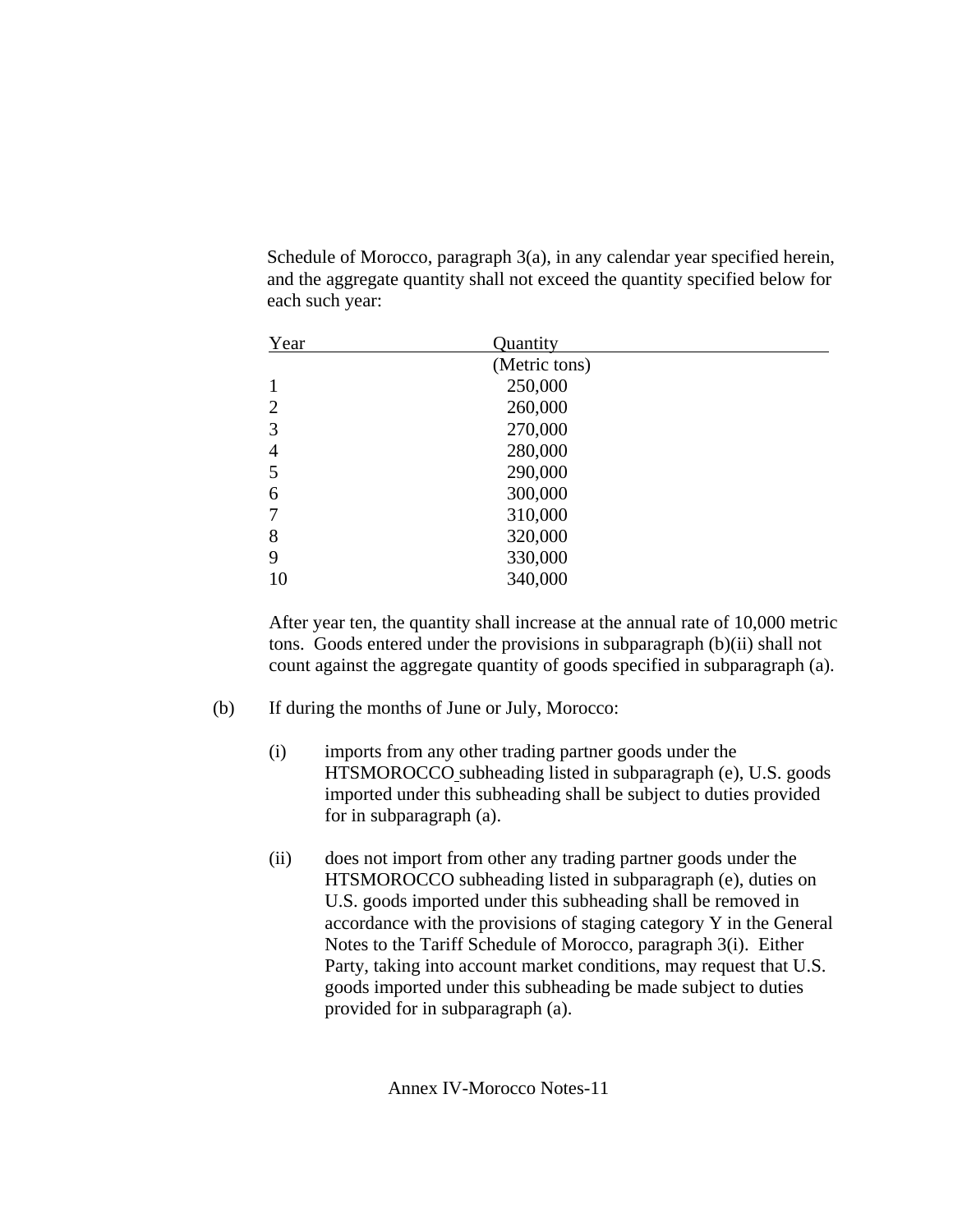Schedule of Morocco, paragraph 3(a), in any calendar year specified herein, and the aggregate quantity shall not exceed the quantity specified below for each such year:

| Year | Quantity (Metric tons) |
|---|---|
| 1 | 250,000 |
| 2 | 260,000 |
| 3 | 270,000 |
| 4 | 280,000 |
| 5 | 290,000 |
| 6 | 300,000 |
| 7 | 310,000 |
| 8 | 320,000 |
| 9 | 330,000 |
| 10 | 340,000 |

After year ten, the quantity shall increase at the annual rate of 10,000 metric tons. Goods entered under the provisions in subparagraph (b)(ii) shall not count against the aggregate quantity of goods specified in subparagraph (a).

(b) If during the months of June or July, Morocco:

(i) imports from any other trading partner goods under the HTSMOROCCO subheading listed in subparagraph (e), U.S. goods imported under this subheading shall be subject to duties provided for in subparagraph (a).

(ii) does not import from other any trading partner goods under the HTSMOROCCO subheading listed in subparagraph (e), duties on U.S. goods imported under this subheading shall be removed in accordance with the provisions of staging category Y in the General Notes to the Tariff Schedule of Morocco, paragraph 3(i). Either Party, taking into account market conditions, may request that U.S. goods imported under this subheading be made subject to duties provided for in subparagraph (a).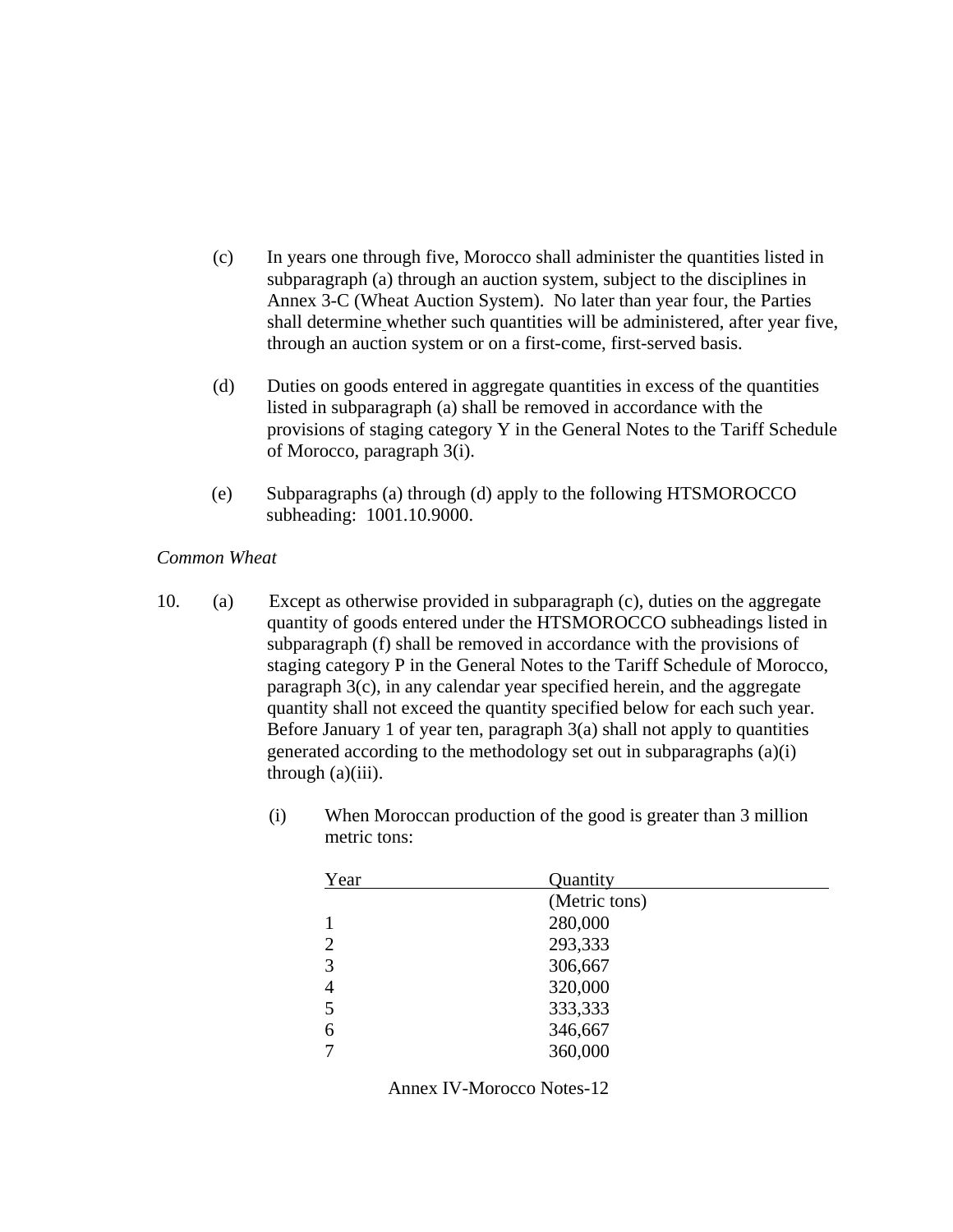(c) In years one through five, Morocco shall administer the quantities listed in subparagraph (a) through an auction system, subject to the disciplines in Annex 3-C (Wheat Auction System). No later than year four, the Parties shall determine whether such quantities will be administered, after year five, through an auction system or on a first-come, first-served basis.

(d) Duties on goods entered in aggregate quantities in excess of the quantities listed in subparagraph (a) shall be removed in accordance with the provisions of staging category Y in the General Notes to the Tariff Schedule of Morocco, paragraph 3(i).

(e) Subparagraphs (a) through (d) apply to the following HTSMOROCCO subheading: 1001.10.9000.

*Common Wheat*

10. (a) Except as otherwise provided in subparagraph (c), duties on the aggregate quantity of goods entered under the HTSMOROCCO subheadings listed in subparagraph (f) shall be removed in accordance with the provisions of staging category P in the General Notes to the Tariff Schedule of Morocco, paragraph 3(c), in any calendar year specified herein, and the aggregate quantity shall not exceed the quantity specified below for each such year. Before January 1 of year ten, paragraph 3(a) shall not apply to quantities generated according to the methodology set out in subparagraphs (a)(i) through (a)(iii).

(i) When Moroccan production of the good is greater than 3 million metric tons:

| Year | Quantity (Metric tons) |
|---|---|
| 1 | 280,000 |
| 2 | 293,333 |
| 3 | 306,667 |
| 4 | 320,000 |
| 5 | 333,333 |
| 6 | 346,667 |
| 7 | 360,000 |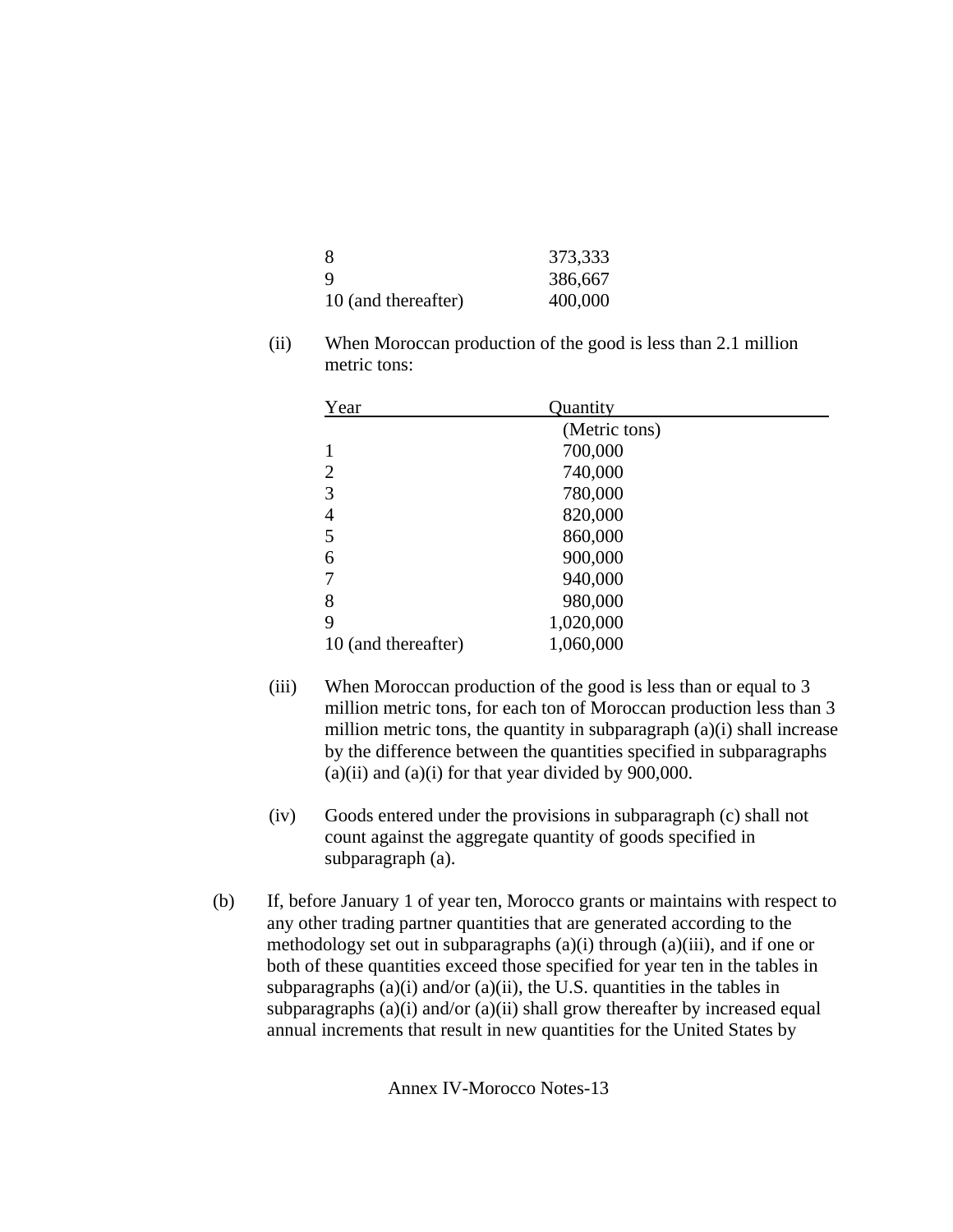| | |
|---|---|
| 8 | 373,333 |
| 9 | 386,667 |
| 10 (and thereafter) | 400,000 |

(ii) When Moroccan production of the good is less than 2.1 million metric tons:

| Year | Quantity |
|---|---|
| | (Metric tons) |
| 1 | 700,000 |
| 2 | 740,000 |
| 3 | 780,000 |
| 4 | 820,000 |
| 5 | 860,000 |
| 6 | 900,000 |
| 7 | 940,000 |
| 8 | 980,000 |
| 9 | 1,020,000 |
| 10 (and thereafter) | 1,060,000 |

(iii) When Moroccan production of the good is less than or equal to 3 million metric tons, for each ton of Moroccan production less than 3 million metric tons, the quantity in subparagraph (a)(i) shall increase by the difference between the quantities specified in subparagraphs (a)(ii) and (a)(i) for that year divided by 900,000.

(iv) Goods entered under the provisions in subparagraph (c) shall not count against the aggregate quantity of goods specified in subparagraph (a).

(b) If, before January 1 of year ten, Morocco grants or maintains with respect to any other trading partner quantities that are generated according to the methodology set out in subparagraphs (a)(i) through (a)(iii), and if one or both of these quantities exceed those specified for year ten in the tables in subparagraphs (a)(i) and/or (a)(ii), the U.S. quantities in the tables in subparagraphs (a)(i) and/or (a)(ii) shall grow thereafter by increased equal annual increments that result in new quantities for the United States by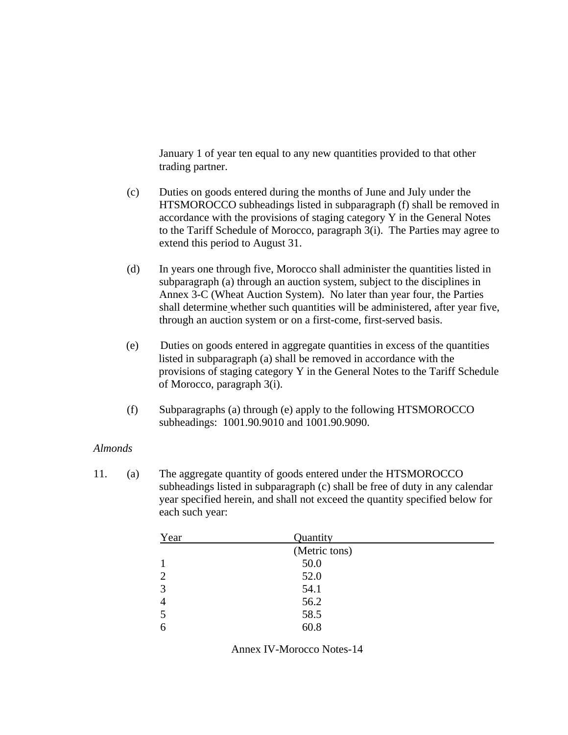January 1 of year ten equal to any new quantities provided to that other trading partner.

(c) Duties on goods entered during the months of June and July under the HTSMOROCCO subheadings listed in subparagraph (f) shall be removed in accordance with the provisions of staging category Y in the General Notes to the Tariff Schedule of Morocco, paragraph 3(i). The Parties may agree to extend this period to August 31.

(d) In years one through five, Morocco shall administer the quantities listed in subparagraph (a) through an auction system, subject to the disciplines in Annex 3-C (Wheat Auction System). No later than year four, the Parties shall determine whether such quantities will be administered, after year five, through an auction system or on a first-come, first-served basis.

(e) Duties on goods entered in aggregate quantities in excess of the quantities listed in subparagraph (a) shall be removed in accordance with the provisions of staging category Y in the General Notes to the Tariff Schedule of Morocco, paragraph 3(i).

(f) Subparagraphs (a) through (e) apply to the following HTSMOROCCO subheadings: 1001.90.9010 and 1001.90.9090.

*Almonds*

11. (a) The aggregate quantity of goods entered under the HTSMOROCCO subheadings listed in subparagraph (c) shall be free of duty in any calendar year specified herein, and shall not exceed the quantity specified below for each such year:

| Year | Quantity<br>(Metric tons) |
|---|---|
| 1 | 50.0 |
| 2 | 52.0 |
| 3 | 54.1 |
| 4 | 56.2 |
| 5 | 58.5 |
| 6 | 60.8 |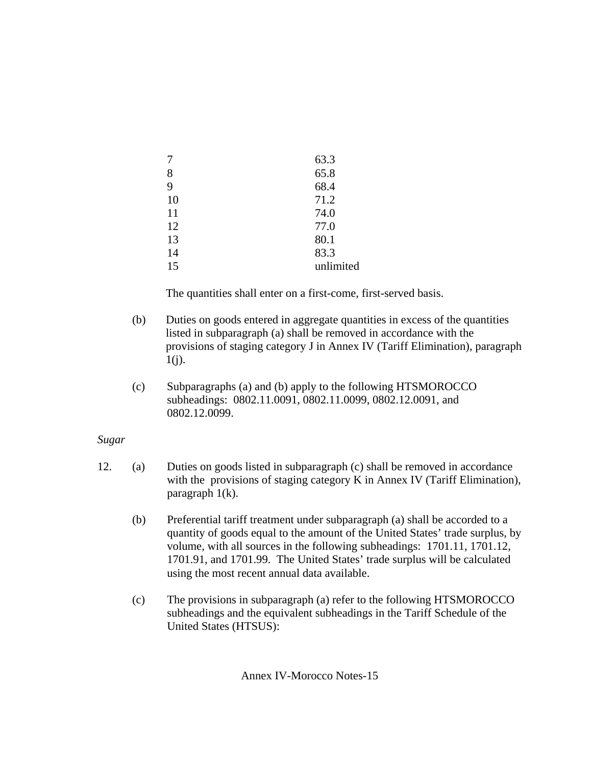| | |
|---|---|
| 7 | 63.3 |
| 8 | 65.8 |
| 9 | 68.4 |
| 10 | 71.2 |
| 11 | 74.0 |
| 12 | 77.0 |
| 13 | 80.1 |
| 14 | 83.3 |
| 15 | unlimited |

The quantities shall enter on a first-come, first-served basis.

(b) Duties on goods entered in aggregate quantities in excess of the quantities listed in subparagraph (a) shall be removed in accordance with the provisions of staging category J in Annex IV (Tariff Elimination), paragraph 1(j).

(c) Subparagraphs (a) and (b) apply to the following HTSMOROCCO subheadings: 0802.11.0091, 0802.11.0099, 0802.12.0091, and 0802.12.0099.

*Sugar*

12. (a) Duties on goods listed in subparagraph (c) shall be removed in accordance with the provisions of staging category K in Annex IV (Tariff Elimination), paragraph 1(k).

(b) Preferential tariff treatment under subparagraph (a) shall be accorded to a quantity of goods equal to the amount of the United States' trade surplus, by volume, with all sources in the following subheadings: 1701.11, 1701.12, 1701.91, and 1701.99. The United States' trade surplus will be calculated using the most recent annual data available.

(c) The provisions in subparagraph (a) refer to the following HTSMOROCCO subheadings and the equivalent subheadings in the Tariff Schedule of the United States (HTSUS):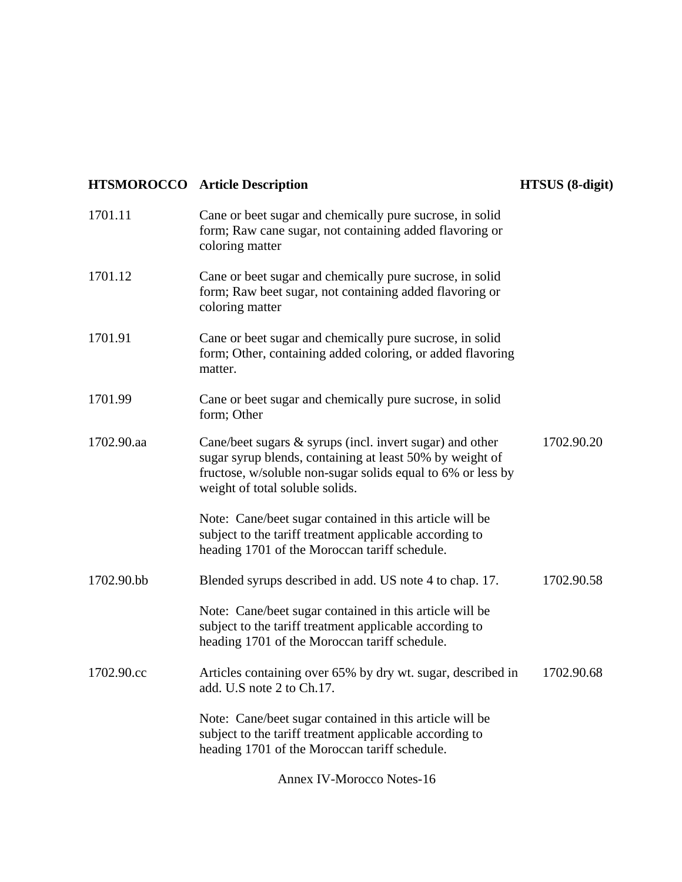| HTSMOROCCO | Article Description | HTSUS (8-digit) |
|---|---|---|
| 1701.11 | Cane or beet sugar and chemically pure sucrose, in solid form; Raw cane sugar, not containing added flavoring or coloring matter | |
| 1701.12 | Cane or beet sugar and chemically pure sucrose, in solid form; Raw beet sugar, not containing added flavoring or coloring matter | |
| 1701.91 | Cane or beet sugar and chemically pure sucrose, in solid form; Other, containing added coloring, or added flavoring matter. | |
| 1701.99 | Cane or beet sugar and chemically pure sucrose, in solid form; Other | |
| 1702.90.aa | Cane/beet sugars & syrups (incl. invert sugar) and other sugar syrup blends, containing at least 50% by weight of fructose, w/soluble non-sugar solids equal to 6% or less by weight of total soluble solids.<br><br>Note: Cane/beet sugar contained in this article will be subject to the tariff treatment applicable according to heading 1701 of the Moroccan tariff schedule. | 1702.90.20 |
| 1702.90.bb | Blended syrups described in add. US note 4 to chap. 17.<br><br>Note: Cane/beet sugar contained in this article will be subject to the tariff treatment applicable according to heading 1701 of the Moroccan tariff schedule. | 1702.90.58 |
| 1702.90.cc | Articles containing over 65% by dry wt. sugar, described in add. U.S note 2 to Ch.17.<br><br>Note: Cane/beet sugar contained in this article will be subject to the tariff treatment applicable according to heading 1701 of the Moroccan tariff schedule. | 1702.90.68 |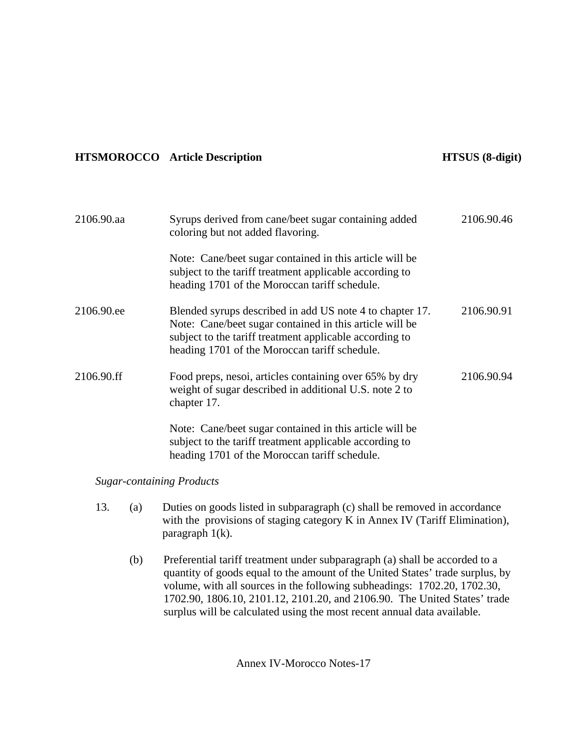| HTSMOROCCO | Article Description | HTSUS (8-digit) |
|---|---|---|
| 2106.90.aa | Syrups derived from cane/beet sugar containing added coloring but not added flavoring.<br><br>Note: Cane/beet sugar contained in this article will be subject to the tariff treatment applicable according to heading 1701 of the Moroccan tariff schedule. | 2106.90.46 |
| 2106.90.ee | Blended syrups described in add US note 4 to chapter 17. Note: Cane/beet sugar contained in this article will be subject to the tariff treatment applicable according to heading 1701 of the Moroccan tariff schedule. | 2106.90.91 |
| 2106.90.ff | Food preps, nesoi, articles containing over 65% by dry weight of sugar described in additional U.S. note 2 to chapter 17.<br><br>Note: Cane/beet sugar contained in this article will be subject to the tariff treatment applicable according to heading 1701 of the Moroccan tariff schedule. | 2106.90.94 |

*Sugar-containing Products*

13. (a) Duties on goods listed in subparagraph (c) shall be removed in accordance with the provisions of staging category K in Annex IV (Tariff Elimination), paragraph 1(k).

    (b) Preferential tariff treatment under subparagraph (a) shall be accorded to a quantity of goods equal to the amount of the United States' trade surplus, by volume, with all sources in the following subheadings: 1702.20, 1702.30, 1702.90, 1806.10, 2101.12, 2101.20, and 2106.90. The United States' trade surplus will be calculated using the most recent annual data available.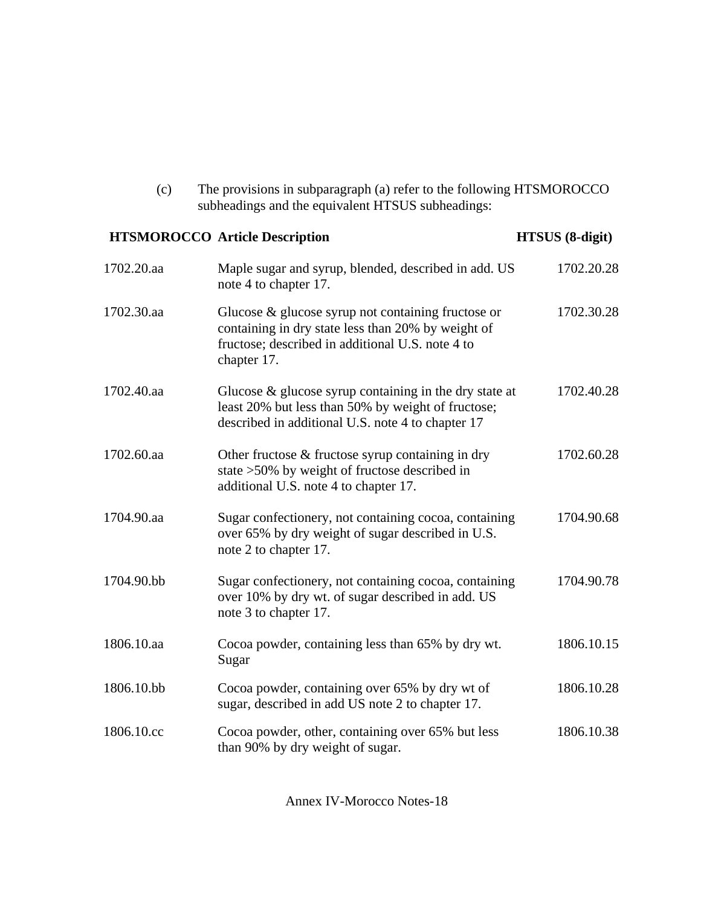(c) The provisions in subparagraph (a) refer to the following HTSMOROCCO subheadings and the equivalent HTSUS subheadings:

| HTSMOROCCO | Article Description | HTSUS (8-digit) |
|---|---|---|
| 1702.20.aa | Maple sugar and syrup, blended, described in add. US note 4 to chapter 17. | 1702.20.28 |
| 1702.30.aa | Glucose & glucose syrup not containing fructose or containing in dry state less than 20% by weight of fructose; described in additional U.S. note 4 to chapter 17. | 1702.30.28 |
| 1702.40.aa | Glucose & glucose syrup containing in the dry state at least 20% but less than 50% by weight of fructose; described in additional U.S. note 4 to chapter 17 | 1702.40.28 |
| 1702.60.aa | Other fructose & fructose syrup containing in dry state >50% by weight of fructose described in additional U.S. note 4 to chapter 17. | 1702.60.28 |
| 1704.90.aa | Sugar confectionery, not containing cocoa, containing over 65% by dry weight of sugar described in U.S. note 2 to chapter 17. | 1704.90.68 |
| 1704.90.bb | Sugar confectionery, not containing cocoa, containing over 10% by dry wt. of sugar described in add. US note 3 to chapter 17. | 1704.90.78 |
| 1806.10.aa | Cocoa powder, containing less than 65% by dry wt. Sugar | 1806.10.15 |
| 1806.10.bb | Cocoa powder, containing over 65% by dry wt of sugar, described in add US note 2 to chapter 17. | 1806.10.28 |
| 1806.10.cc | Cocoa powder, other, containing over 65% but less than 90% by dry weight of sugar. | 1806.10.38 |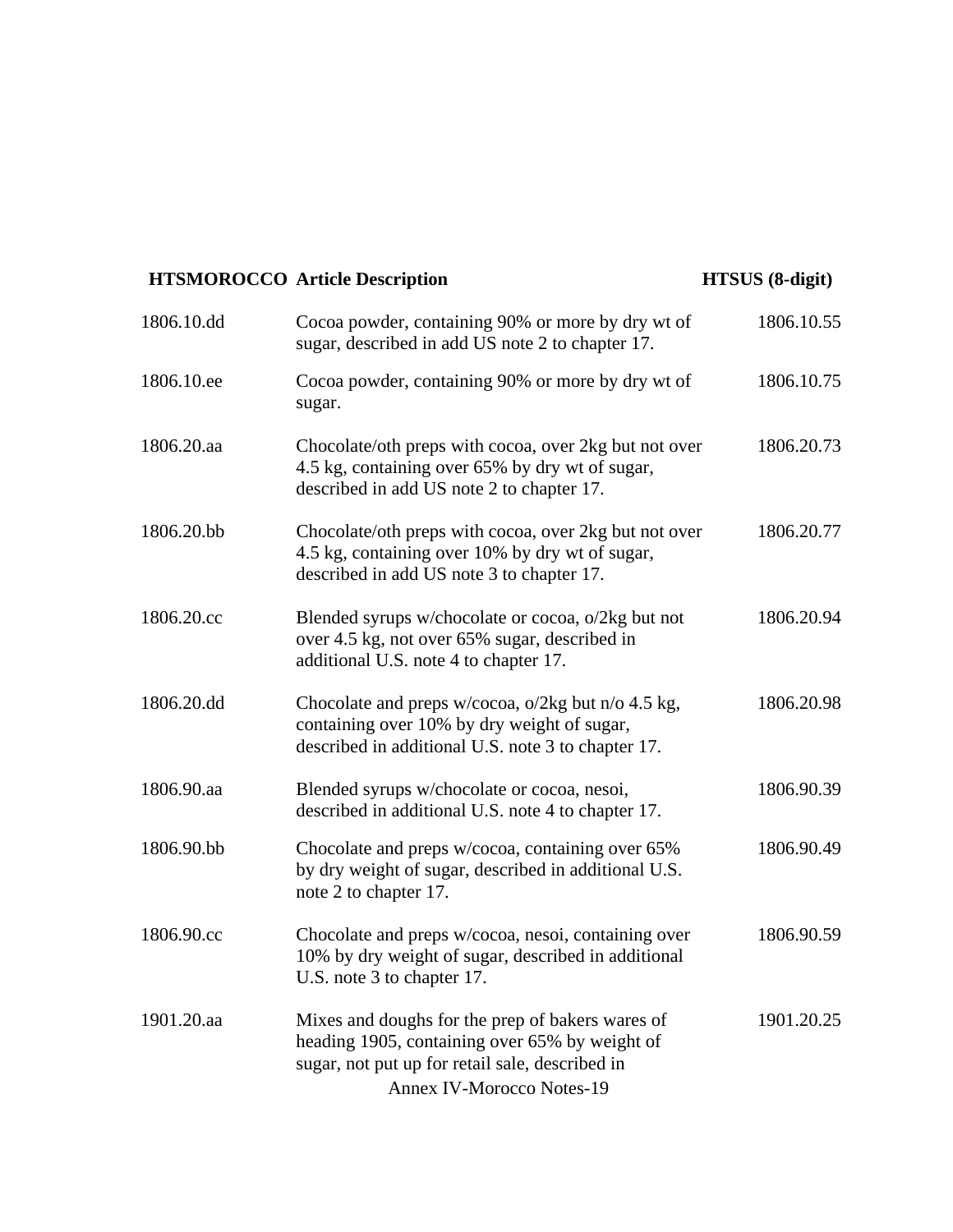| HTSMOROCCO | Article Description | HTSUS (8-digit) |
| --- | --- | --- |
| 1806.10.dd | Cocoa powder, containing 90% or more by dry wt of sugar, described in add US note 2 to chapter 17. | 1806.10.55 |
| 1806.10.ee | Cocoa powder, containing 90% or more by dry wt of sugar. | 1806.10.75 |
| 1806.20.aa | Chocolate/oth preps with cocoa, over 2kg but not over 4.5 kg, containing over 65% by dry wt of sugar, described in add US note 2 to chapter 17. | 1806.20.73 |
| 1806.20.bb | Chocolate/oth preps with cocoa, over 2kg but not over 4.5 kg, containing over 10% by dry wt of sugar, described in add US note 3 to chapter 17. | 1806.20.77 |
| 1806.20.cc | Blended syrups w/chocolate or cocoa, o/2kg but not over 4.5 kg, not over 65% sugar, described in additional U.S. note 4 to chapter 17. | 1806.20.94 |
| 1806.20.dd | Chocolate and preps w/cocoa, o/2kg but n/o 4.5 kg, containing over 10% by dry weight of sugar, described in additional U.S. note 3 to chapter 17. | 1806.20.98 |
| 1806.90.aa | Blended syrups w/chocolate or cocoa, nesoi, described in additional U.S. note 4 to chapter 17. | 1806.90.39 |
| 1806.90.bb | Chocolate and preps w/cocoa, containing over 65% by dry weight of sugar, described in additional U.S. note 2 to chapter 17. | 1806.90.49 |
| 1806.90.cc | Chocolate and preps w/cocoa, nesoi, containing over 10% by dry weight of sugar, described in additional U.S. note 3 to chapter 17. | 1806.90.59 |
| 1901.20.aa | Mixes and doughs for the prep of bakers wares of heading 1905, containing over 65% by weight of sugar, not put up for retail sale, described in | 1901.20.25 |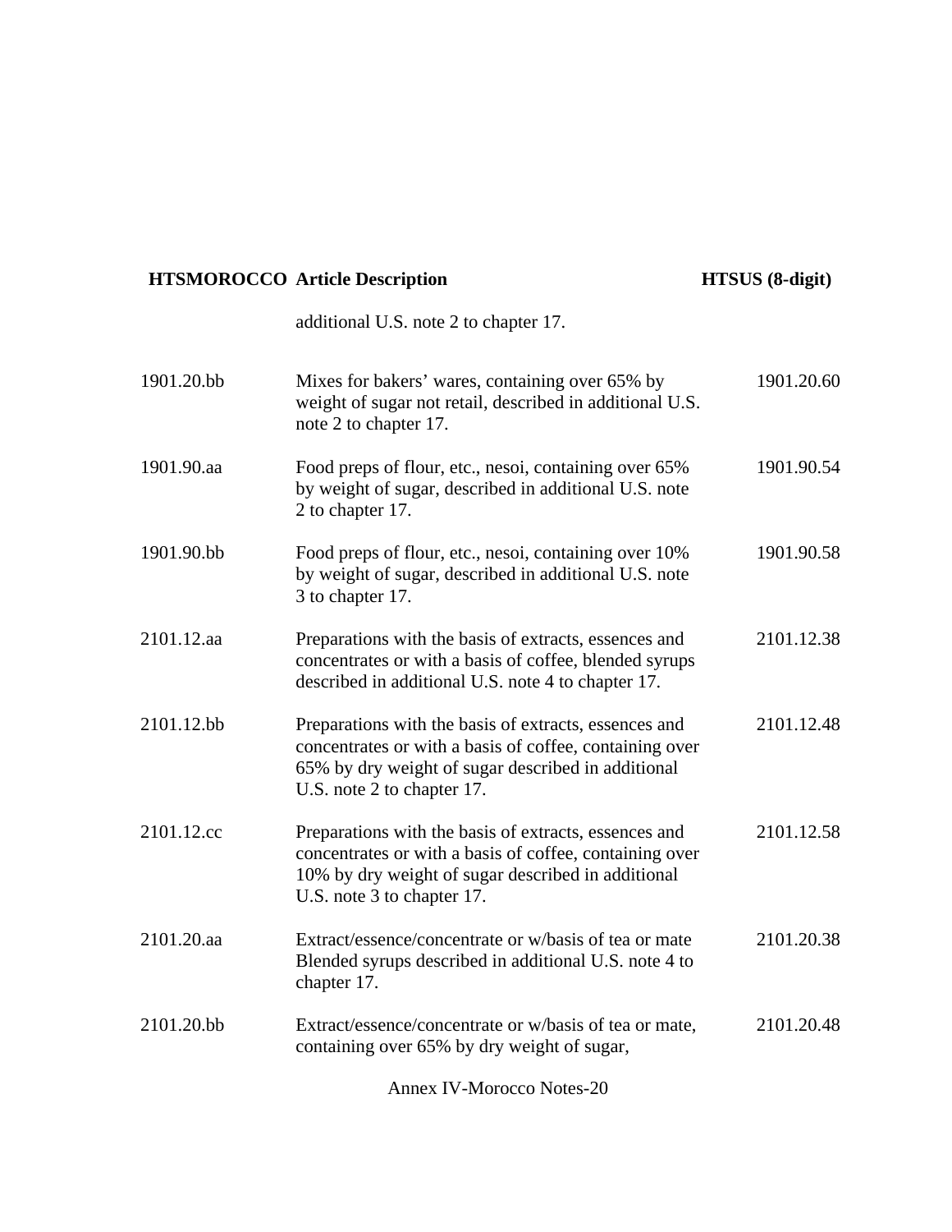| HTSMOROCCO | Article Description | HTSUS (8-digit) |
|---|---|---|
| | additional U.S. note 2 to chapter 17. | |
| 1901.20.bb | Mixes for bakers' wares, containing over 65% by weight of sugar not retail, described in additional U.S. note 2 to chapter 17. | 1901.20.60 |
| 1901.90.aa | Food preps of flour, etc., nesoi, containing over 65% by weight of sugar, described in additional U.S. note 2 to chapter 17. | 1901.90.54 |
| 1901.90.bb | Food preps of flour, etc., nesoi, containing over 10% by weight of sugar, described in additional U.S. note 3 to chapter 17. | 1901.90.58 |
| 2101.12.aa | Preparations with the basis of extracts, essences and concentrates or with a basis of coffee, blended syrups described in additional U.S. note 4 to chapter 17. | 2101.12.38 |
| 2101.12.bb | Preparations with the basis of extracts, essences and concentrates or with a basis of coffee, containing over 65% by dry weight of sugar described in additional U.S. note 2 to chapter 17. | 2101.12.48 |
| 2101.12.cc | Preparations with the basis of extracts, essences and concentrates or with a basis of coffee, containing over 10% by dry weight of sugar described in additional U.S. note 3 to chapter 17. | 2101.12.58 |
| 2101.20.aa | Extract/essence/concentrate or w/basis of tea or mate Blended syrups described in additional U.S. note 4 to chapter 17. | 2101.20.38 |
| 2101.20.bb | Extract/essence/concentrate or w/basis of tea or mate, containing over 65% by dry weight of sugar, | 2101.20.48 |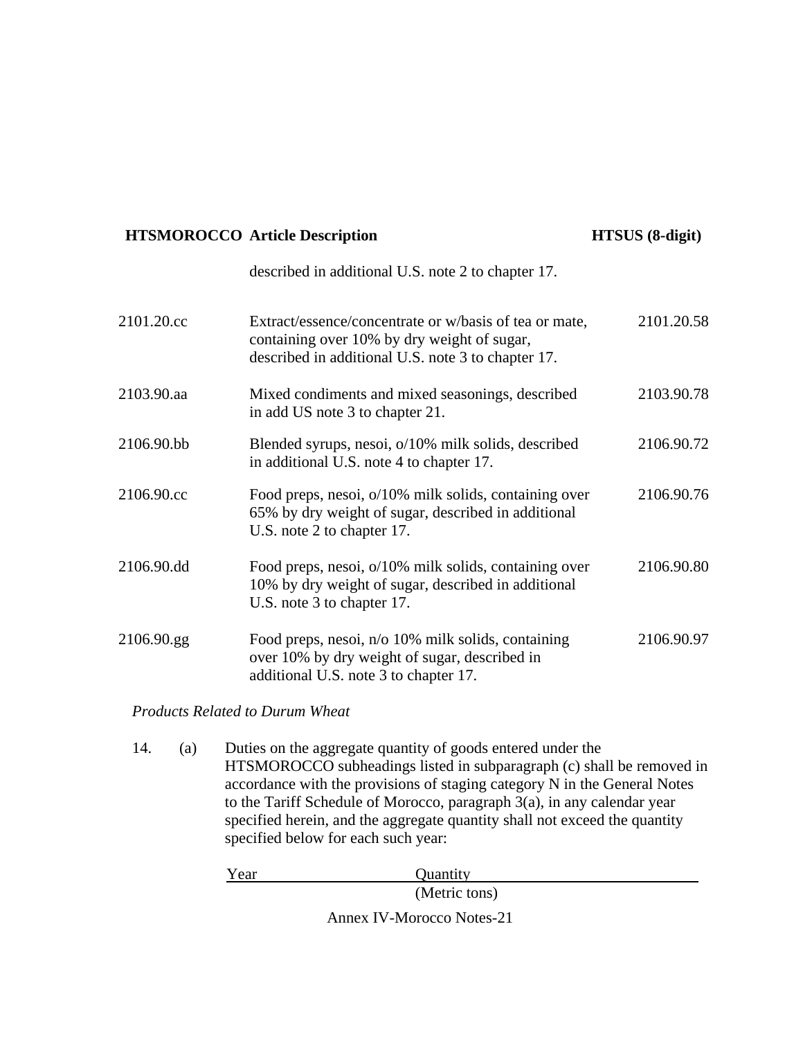| HTSMOROCCO | Article Description | HTSUS (8-digit) |
|---|---|---|
| | described in additional U.S. note 2 to chapter 17. | |
| 2101.20.cc | Extract/essence/concentrate or w/basis of tea or mate, containing over 10% by dry weight of sugar, described in additional U.S. note 3 to chapter 17. | 2101.20.58 |
| 2103.90.aa | Mixed condiments and mixed seasonings, described in add US note 3 to chapter 21. | 2103.90.78 |
| 2106.90.bb | Blended syrups, nesoi, o/10% milk solids, described in additional U.S. note 4 to chapter 17. | 2106.90.72 |
| 2106.90.cc | Food preps, nesoi, o/10% milk solids, containing over 65% by dry weight of sugar, described in additional U.S. note 2 to chapter 17. | 2106.90.76 |
| 2106.90.dd | Food preps, nesoi, o/10% milk solids, containing over 10% by dry weight of sugar, described in additional U.S. note 3 to chapter 17. | 2106.90.80 |
| 2106.90.gg | Food preps, nesoi, n/o 10% milk solids, containing over 10% by dry weight of sugar, described in additional U.S. note 3 to chapter 17. | 2106.90.97 |

*Products Related to Durum Wheat*

14. (a) Duties on the aggregate quantity of goods entered under the HTSMOROCCO subheadings listed in subparagraph (c) shall be removed in accordance with the provisions of staging category N in the General Notes to the Tariff Schedule of Morocco, paragraph 3(a), in any calendar year specified herein, and the aggregate quantity shall not exceed the quantity specified below for each such year:

| Year | Quantity (Metric tons) |
|---|---|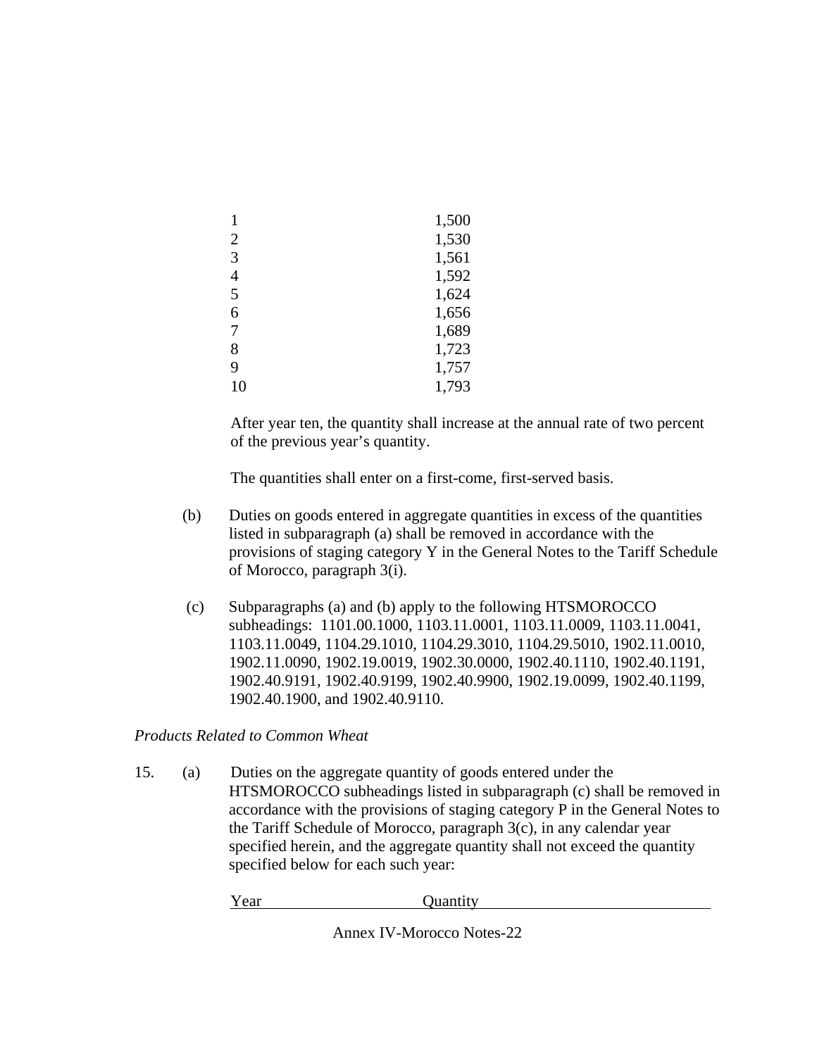| | |
|---|---|
| 1 | 1,500 |
| 2 | 1,530 |
| 3 | 1,561 |
| 4 | 1,592 |
| 5 | 1,624 |
| 6 | 1,656 |
| 7 | 1,689 |
| 8 | 1,723 |
| 9 | 1,757 |
| 10 | 1,793 |

After year ten, the quantity shall increase at the annual rate of two percent of the previous year's quantity.

The quantities shall enter on a first-come, first-served basis.

(b) Duties on goods entered in aggregate quantities in excess of the quantities listed in subparagraph (a) shall be removed in accordance with the provisions of staging category Y in the General Notes to the Tariff Schedule of Morocco, paragraph 3(i).

(c) Subparagraphs (a) and (b) apply to the following HTSMOROCCO subheadings: 1101.00.1000, 1103.11.0001, 1103.11.0009, 1103.11.0041, 1103.11.0049, 1104.29.1010, 1104.29.3010, 1104.29.5010, 1902.11.0010, 1902.11.0090, 1902.19.0019, 1902.30.0000, 1902.40.1110, 1902.40.1191, 1902.40.9191, 1902.40.9199, 1902.40.9900, 1902.19.0099, 1902.40.1199, 1902.40.1900, and 1902.40.9110.

*Products Related to Common Wheat*

15. (a) Duties on the aggregate quantity of goods entered under the HTSMOROCCO subheadings listed in subparagraph (c) shall be removed in accordance with the provisions of staging category P in the General Notes to the Tariff Schedule of Morocco, paragraph 3(c), in any calendar year specified herein, and the aggregate quantity shall not exceed the quantity specified below for each such year:

| Year | Quantity |
|---|---|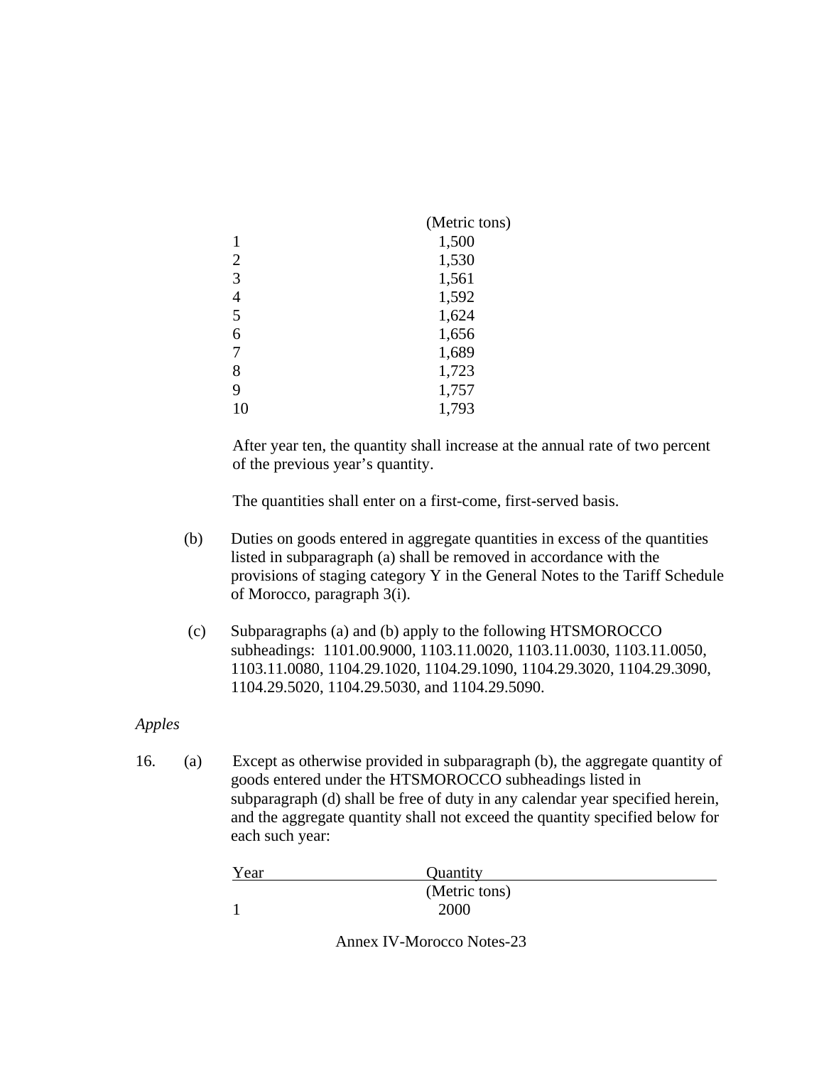| Year | Quantity |
|---|---|
| | (Metric tons) |
| 1 | 1,500 |
| 2 | 1,530 |
| 3 | 1,561 |
| 4 | 1,592 |
| 5 | 1,624 |
| 6 | 1,656 |
| 7 | 1,689 |
| 8 | 1,723 |
| 9 | 1,757 |
| 10 | 1,793 |

After year ten, the quantity shall increase at the annual rate of two percent of the previous year's quantity.

The quantities shall enter on a first-come, first-served basis.

(b) Duties on goods entered in aggregate quantities in excess of the quantities listed in subparagraph (a) shall be removed in accordance with the provisions of staging category Y in the General Notes to the Tariff Schedule of Morocco, paragraph 3(i).

(c) Subparagraphs (a) and (b) apply to the following HTSMOROCCO subheadings: 1101.00.9000, 1103.11.0020, 1103.11.0030, 1103.11.0050, 1103.11.0080, 1104.29.1020, 1104.29.1090, 1104.29.3020, 1104.29.3090, 1104.29.5020, 1104.29.5030, and 1104.29.5090.

*Apples*

16. (a) Except as otherwise provided in subparagraph (b), the aggregate quantity of goods entered under the HTSMOROCCO subheadings listed in subparagraph (d) shall be free of duty in any calendar year specified herein, and the aggregate quantity shall not exceed the quantity specified below for each such year:

| Year | Quantity |
|---|---|
| | (Metric tons) |
| 1 | 2000 |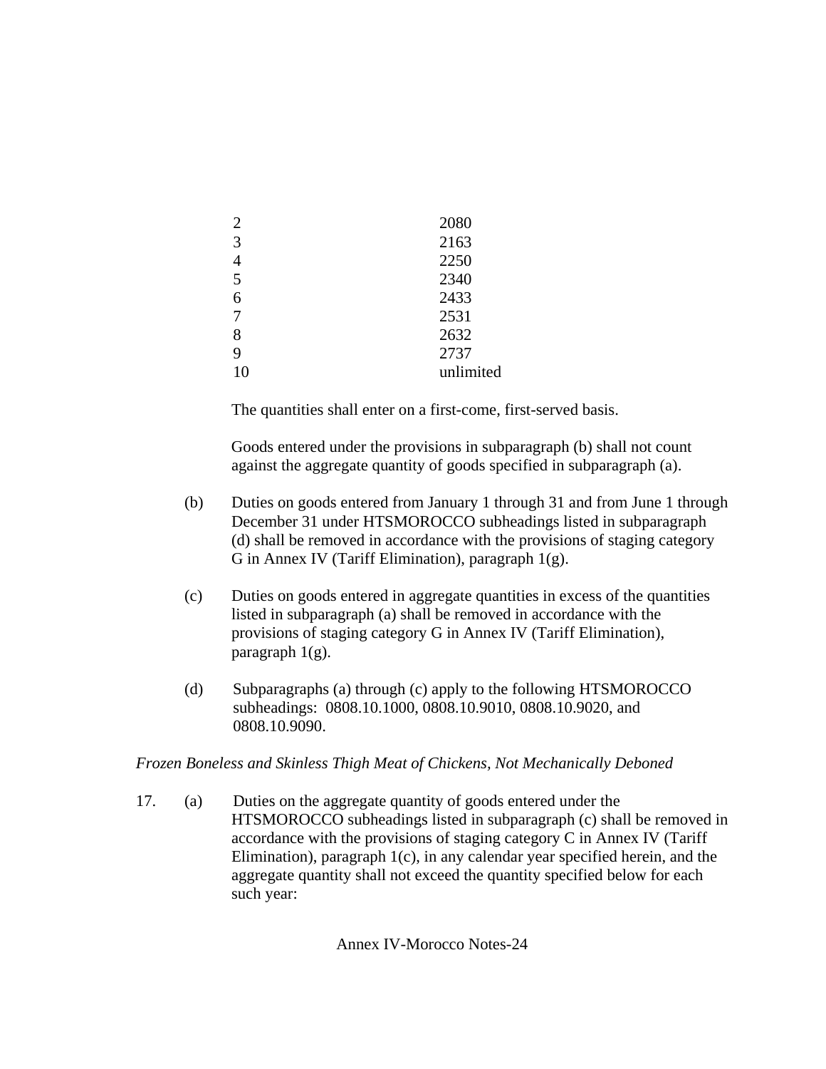| | |
|---|---|
| 2 | 2080 |
| 3 | 2163 |
| 4 | 2250 |
| 5 | 2340 |
| 6 | 2433 |
| 7 | 2531 |
| 8 | 2632 |
| 9 | 2737 |
| 10 | unlimited |

The quantities shall enter on a first-come, first-served basis.

Goods entered under the provisions in subparagraph (b) shall not count against the aggregate quantity of goods specified in subparagraph (a).

(b) Duties on goods entered from January 1 through 31 and from June 1 through December 31 under HTSMOROCCO subheadings listed in subparagraph (d) shall be removed in accordance with the provisions of staging category G in Annex IV (Tariff Elimination), paragraph 1(g).

(c) Duties on goods entered in aggregate quantities in excess of the quantities listed in subparagraph (a) shall be removed in accordance with the provisions of staging category G in Annex IV (Tariff Elimination), paragraph 1(g).

(d) Subparagraphs (a) through (c) apply to the following HTSMOROCCO subheadings: 0808.10.1000, 0808.10.9010, 0808.10.9020, and 0808.10.9090.

*Frozen Boneless and Skinless Thigh Meat of Chickens, Not Mechanically Deboned*

17. (a) Duties on the aggregate quantity of goods entered under the HTSMOROCCO subheadings listed in subparagraph (c) shall be removed in accordance with the provisions of staging category C in Annex IV (Tariff Elimination), paragraph 1(c), in any calendar year specified herein, and the aggregate quantity shall not exceed the quantity specified below for each such year: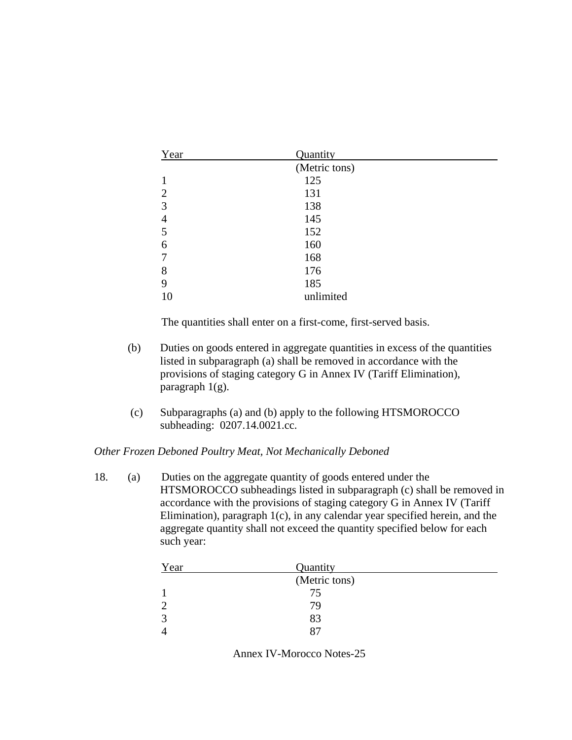| Year | Quantity |
|---|---|
| | (Metric tons) |
| 1 | 125 |
| 2 | 131 |
| 3 | 138 |
| 4 | 145 |
| 5 | 152 |
| 6 | 160 |
| 7 | 168 |
| 8 | 176 |
| 9 | 185 |
| 10 | unlimited |

The quantities shall enter on a first-come, first-served basis.

(b) Duties on goods entered in aggregate quantities in excess of the quantities listed in subparagraph (a) shall be removed in accordance with the provisions of staging category G in Annex IV (Tariff Elimination), paragraph 1(g).

(c) Subparagraphs (a) and (b) apply to the following HTSMOROCCO subheading: 0207.14.0021.cc.

*Other Frozen Deboned Poultry Meat, Not Mechanically Deboned*

18. (a) Duties on the aggregate quantity of goods entered under the HTSMOROCCO subheadings listed in subparagraph (c) shall be removed in accordance with the provisions of staging category G in Annex IV (Tariff Elimination), paragraph 1(c), in any calendar year specified herein, and the aggregate quantity shall not exceed the quantity specified below for each such year:

| Year | Quantity |
|---|---|
| | (Metric tons) |
| 1 | 75 |
| 2 | 79 |
| 3 | 83 |
| 4 | 87 |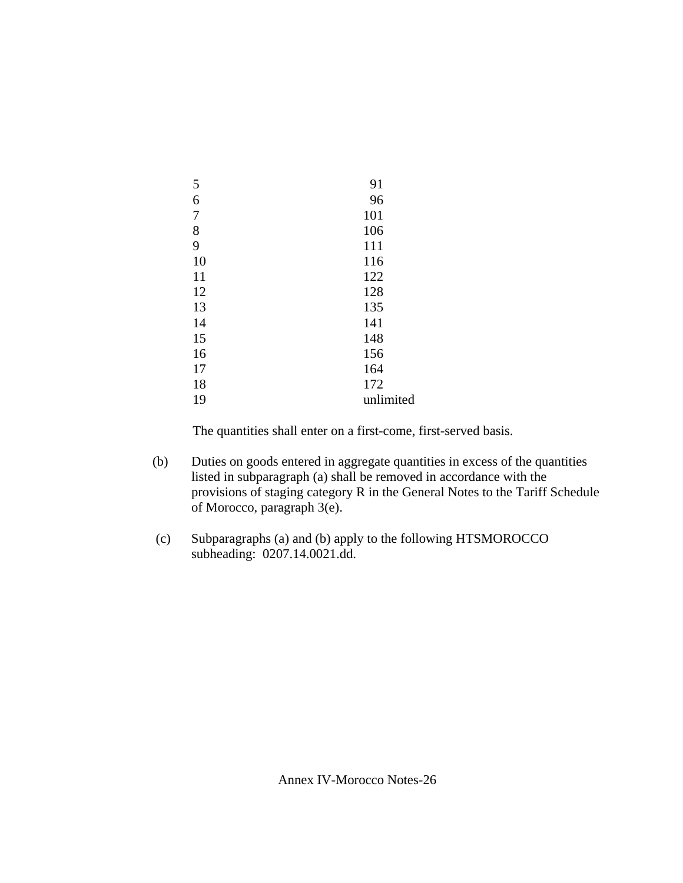| | |
|---|---|
| 5 | 91 |
| 6 | 96 |
| 7 | 101 |
| 8 | 106 |
| 9 | 111 |
| 10 | 116 |
| 11 | 122 |
| 12 | 128 |
| 13 | 135 |
| 14 | 141 |
| 15 | 148 |
| 16 | 156 |
| 17 | 164 |
| 18 | 172 |
| 19 | unlimited |

The quantities shall enter on a first-come, first-served basis.

(b) Duties on goods entered in aggregate quantities in excess of the quantities listed in subparagraph (a) shall be removed in accordance with the provisions of staging category R in the General Notes to the Tariff Schedule of Morocco, paragraph 3(e).

(c) Subparagraphs (a) and (b) apply to the following HTSMOROCCO subheading: 0207.14.0021.dd.